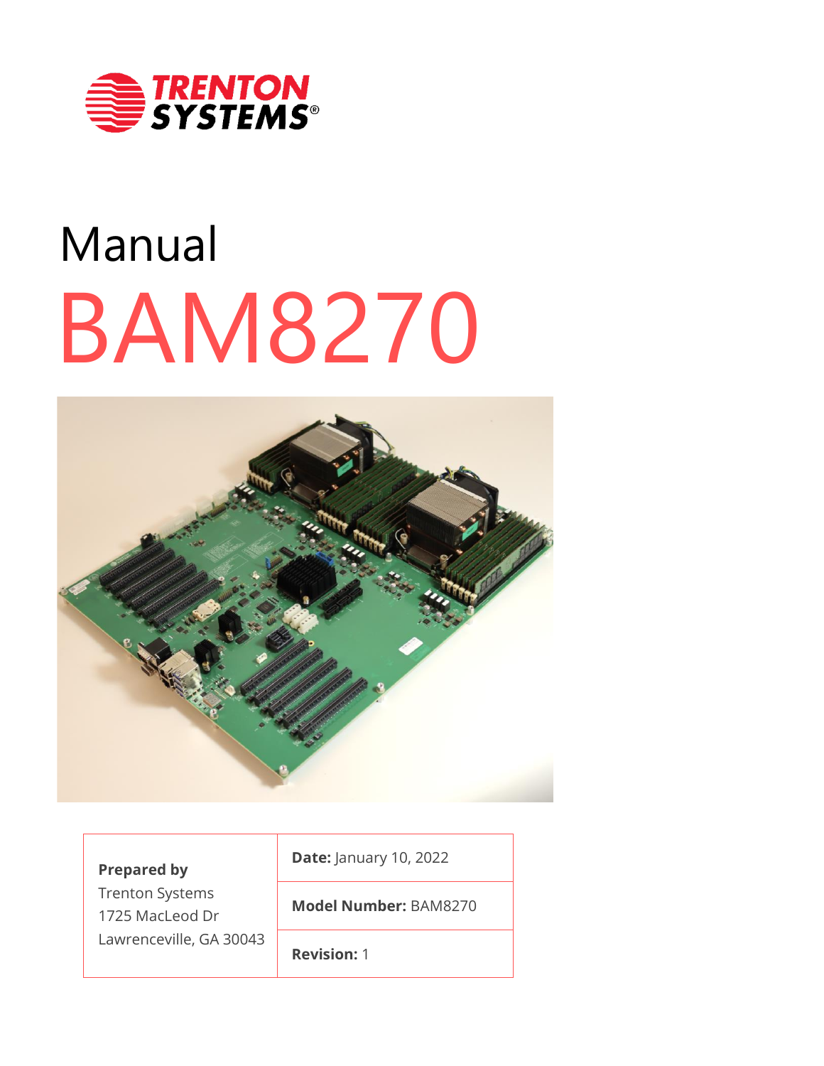TRENTON SYSTEMS®

# Manual

# BAM8270

| **Prepared by** Trenton Systems 1725 MacLeod Dr Lawrenceville, GA 30043 | **Date:** January 10, 2022 |
| --- | --- |
| | **Model Number:** BAM8270 |
| | **Revision:** 1 |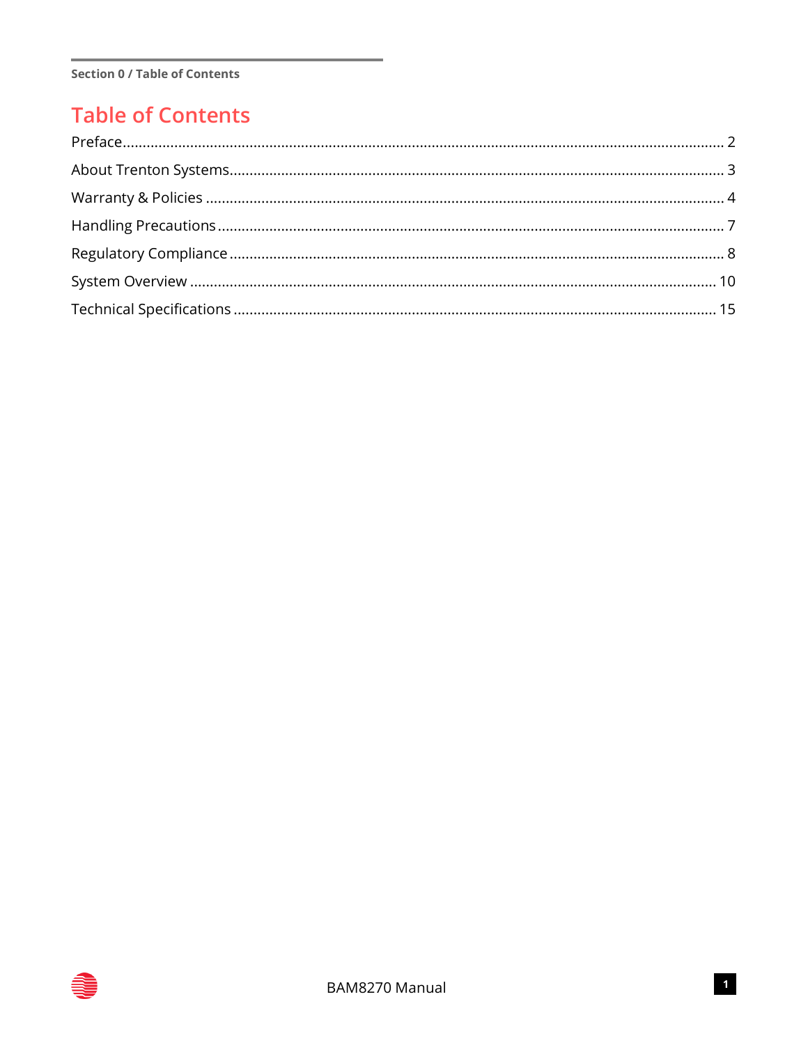# Table of Contents

Preface........................................................................................................................................... 2

About Trenton Systems........................................................................................................... 3

Warranty & Policies ................................................................................................................. 4

Handling Precautions............................................................................................................. 7

Regulatory Compliance.......................................................................................................... 8

System Overview .................................................................................................................. 10

Technical Specifications ....................................................................................................... 15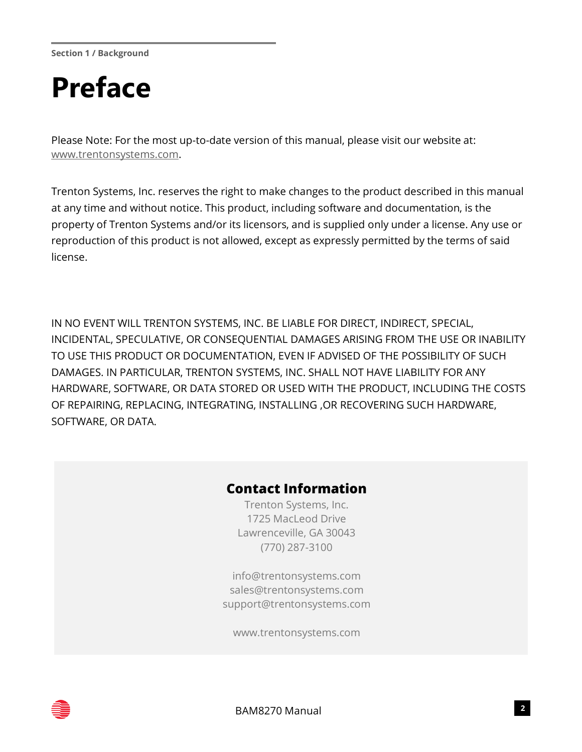Section 1 / Background

# Preface

Please Note: For the most up-to-date version of this manual, please visit our website at: www.trentonsystems.com.

Trenton Systems, Inc. reserves the right to make changes to the product described in this manual at any time and without notice. This product, including software and documentation, is the property of Trenton Systems and/or its licensors, and is supplied only under a license. Any use or reproduction of this product is not allowed, except as expressly permitted by the terms of said license.

IN NO EVENT WILL TRENTON SYSTEMS, INC. BE LIABLE FOR DIRECT, INDIRECT, SPECIAL, INCIDENTAL, SPECULATIVE, OR CONSEQUENTIAL DAMAGES ARISING FROM THE USE OR INABILITY TO USE THIS PRODUCT OR DOCUMENTATION, EVEN IF ADVISED OF THE POSSIBILITY OF SUCH DAMAGES. IN PARTICULAR, TRENTON SYSTEMS, INC. SHALL NOT HAVE LIABILITY FOR ANY HARDWARE, SOFTWARE, OR DATA STORED OR USED WITH THE PRODUCT, INCLUDING THE COSTS OF REPAIRING, REPLACING, INTEGRATING, INSTALLING ,OR RECOVERING SUCH HARDWARE, SOFTWARE, OR DATA.

## Contact Information

Trenton Systems, Inc.
1725 MacLeod Drive
Lawrenceville, GA 30043
(770) 287-3100

info@trentonsystems.com
sales@trentonsystems.com
support@trentonsystems.com

www.trentonsystems.com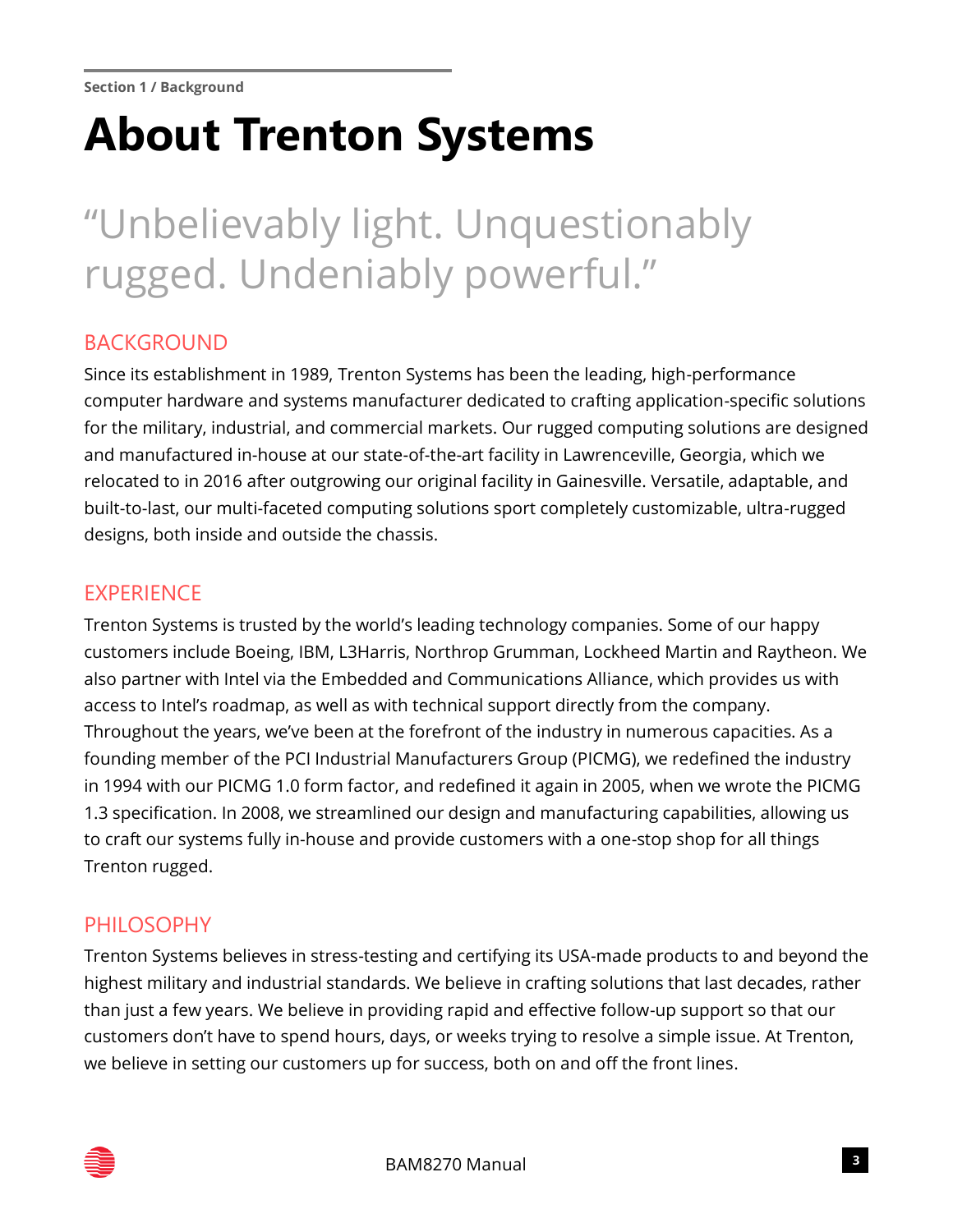Section 1 / Background

# About Trenton Systems

"Unbelievably light. Unquestionably rugged. Undeniably powerful."

## BACKGROUND

Since its establishment in 1989, Trenton Systems has been the leading, high-performance computer hardware and systems manufacturer dedicated to crafting application-specific solutions for the military, industrial, and commercial markets. Our rugged computing solutions are designed and manufactured in-house at our state-of-the-art facility in Lawrenceville, Georgia, which we relocated to in 2016 after outgrowing our original facility in Gainesville. Versatile, adaptable, and built-to-last, our multi-faceted computing solutions sport completely customizable, ultra-rugged designs, both inside and outside the chassis.

## EXPERIENCE

Trenton Systems is trusted by the world's leading technology companies. Some of our happy customers include Boeing, IBM, L3Harris, Northrop Grumman, Lockheed Martin and Raytheon. We also partner with Intel via the Embedded and Communications Alliance, which provides us with access to Intel's roadmap, as well as with technical support directly from the company. Throughout the years, we've been at the forefront of the industry in numerous capacities. As a founding member of the PCI Industrial Manufacturers Group (PICMG), we redefined the industry in 1994 with our PICMG 1.0 form factor, and redefined it again in 2005, when we wrote the PICMG 1.3 specification. In 2008, we streamlined our design and manufacturing capabilities, allowing us to craft our systems fully in-house and provide customers with a one-stop shop for all things Trenton rugged.

## PHILOSOPHY

Trenton Systems believes in stress-testing and certifying its USA-made products to and beyond the highest military and industrial standards. We believe in crafting solutions that last decades, rather than just a few years. We believe in providing rapid and effective follow-up support so that our customers don't have to spend hours, days, or weeks trying to resolve a simple issue. At Trenton, we believe in setting our customers up for success, both on and off the front lines.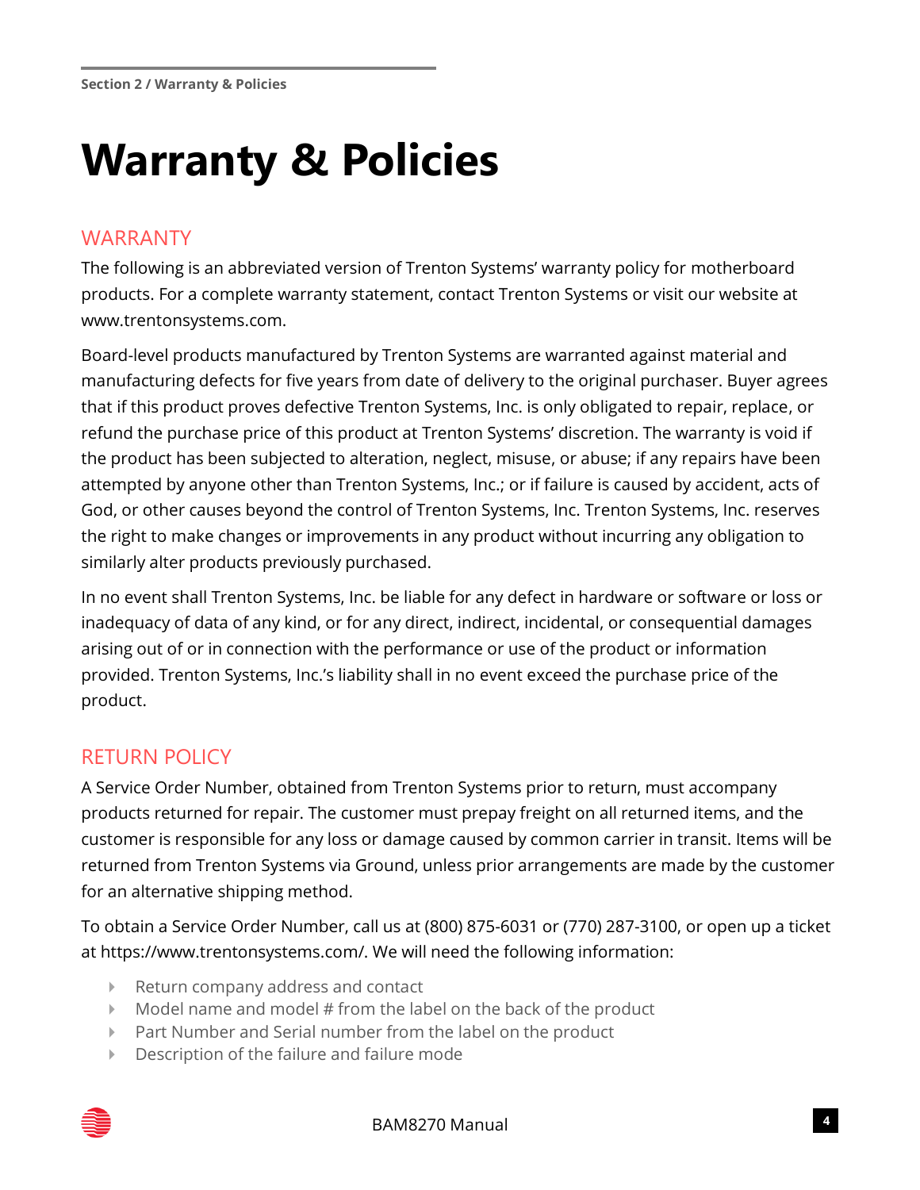# Warranty & Policies

## WARRANTY

The following is an abbreviated version of Trenton Systems' warranty policy for motherboard products. For a complete warranty statement, contact Trenton Systems or visit our website at www.trentonsystems.com.

Board-level products manufactured by Trenton Systems are warranted against material and manufacturing defects for five years from date of delivery to the original purchaser. Buyer agrees that if this product proves defective Trenton Systems, Inc. is only obligated to repair, replace, or refund the purchase price of this product at Trenton Systems' discretion. The warranty is void if the product has been subjected to alteration, neglect, misuse, or abuse; if any repairs have been attempted by anyone other than Trenton Systems, Inc.; or if failure is caused by accident, acts of God, or other causes beyond the control of Trenton Systems, Inc. Trenton Systems, Inc. reserves the right to make changes or improvements in any product without incurring any obligation to similarly alter products previously purchased.

In no event shall Trenton Systems, Inc. be liable for any defect in hardware or software or loss or inadequacy of data of any kind, or for any direct, indirect, incidental, or consequential damages arising out of or in connection with the performance or use of the product or information provided. Trenton Systems, Inc.'s liability shall in no event exceed the purchase price of the product.

## RETURN POLICY

A Service Order Number, obtained from Trenton Systems prior to return, must accompany products returned for repair. The customer must prepay freight on all returned items, and the customer is responsible for any loss or damage caused by common carrier in transit. Items will be returned from Trenton Systems via Ground, unless prior arrangements are made by the customer for an alternative shipping method.

To obtain a Service Order Number, call us at (800) 875-6031 or (770) 287-3100, or open up a ticket at https://www.trentonsystems.com/. We will need the following information:

- Return company address and contact
- Model name and model # from the label on the back of the product
- Part Number and Serial number from the label on the product
- Description of the failure and failure mode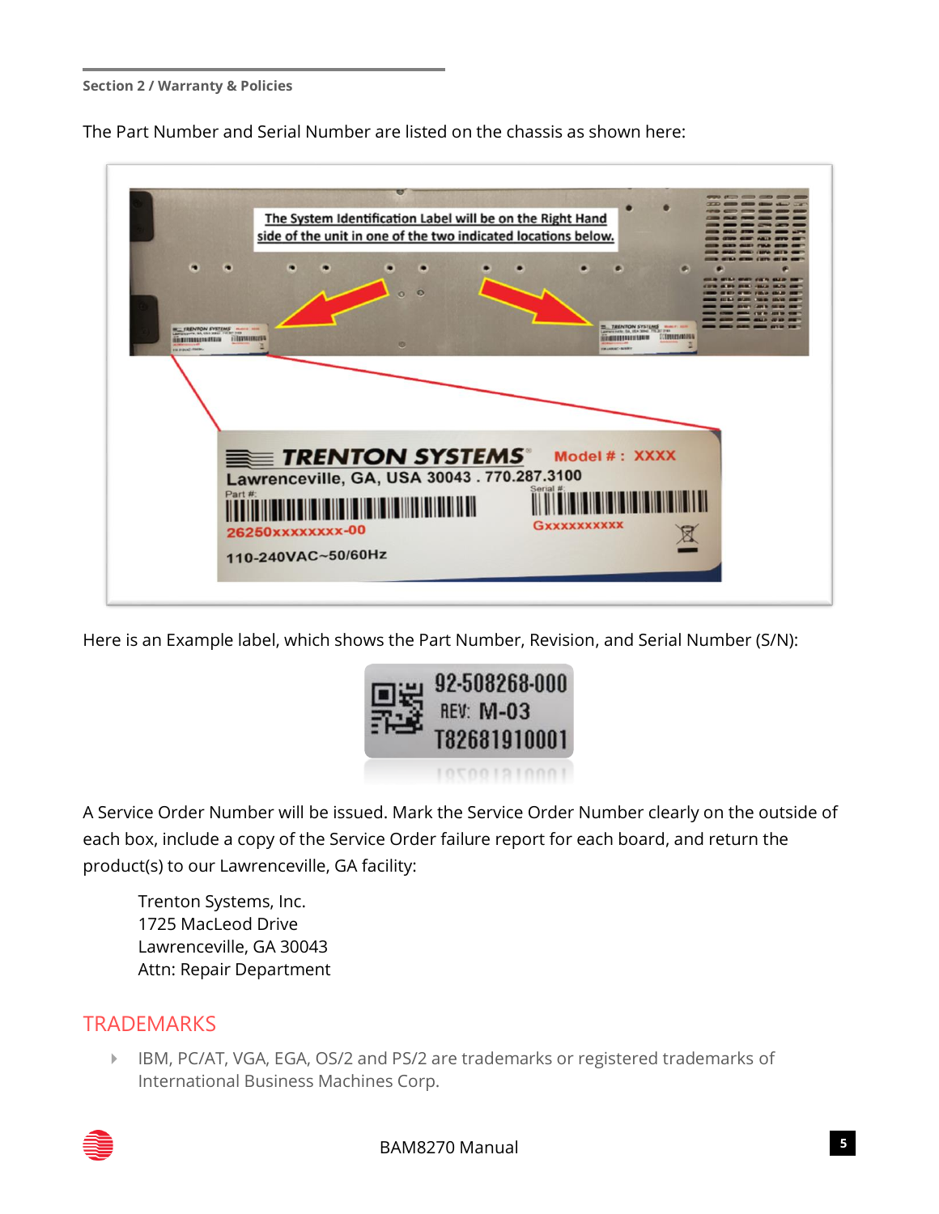The Part Number and Serial Number are listed on the chassis as shown here:

Here is an Example label, which shows the Part Number, Revision, and Serial Number (S/N):

A Service Order Number will be issued. Mark the Service Order Number clearly on the outside of each box, include a copy of the Service Order failure report for each board, and return the product(s) to our Lawrenceville, GA facility:

Trenton Systems, Inc.  
1725 MacLeod Drive  
Lawrenceville, GA 30043  
Attn: Repair Department

## TRADEMARKS

- IBM, PC/AT, VGA, EGA, OS/2 and PS/2 are trademarks or registered trademarks of International Business Machines Corp.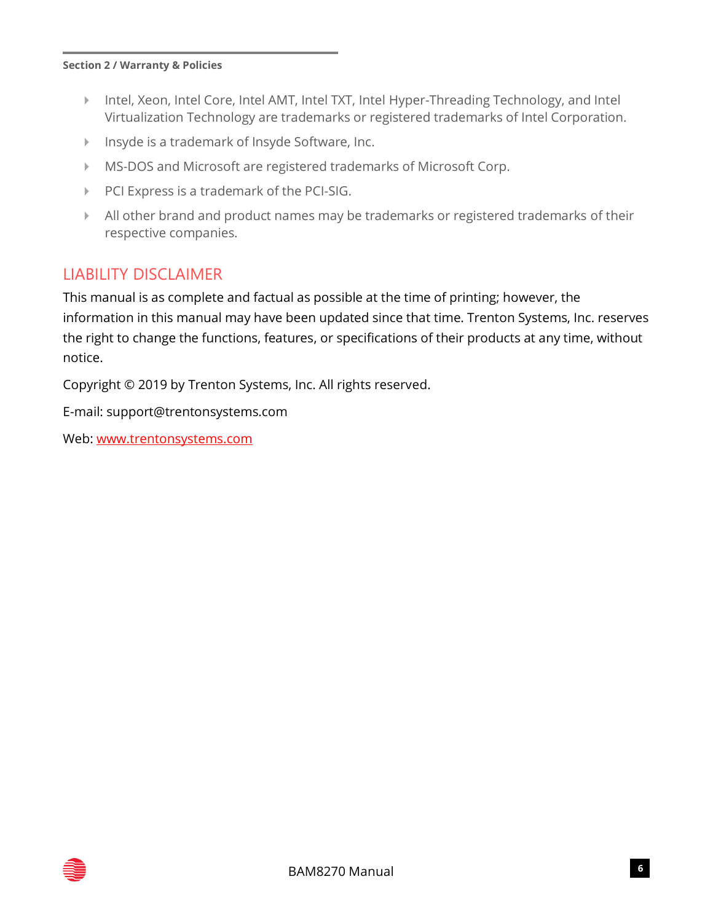- Intel, Xeon, Intel Core, Intel AMT, Intel TXT, Intel Hyper-Threading Technology, and Intel Virtualization Technology are trademarks or registered trademarks of Intel Corporation.
- Insyde is a trademark of Insyde Software, Inc.
- MS-DOS and Microsoft are registered trademarks of Microsoft Corp.
- PCI Express is a trademark of the PCI-SIG.
- All other brand and product names may be trademarks or registered trademarks of their respective companies.

## LIABILITY DISCLAIMER

This manual is as complete and factual as possible at the time of printing; however, the information in this manual may have been updated since that time. Trenton Systems, Inc. reserves the right to change the functions, features, or specifications of their products at any time, without notice.

Copyright © 2019 by Trenton Systems, Inc. All rights reserved.

E-mail: support@trentonsystems.com

Web: www.trentonsystems.com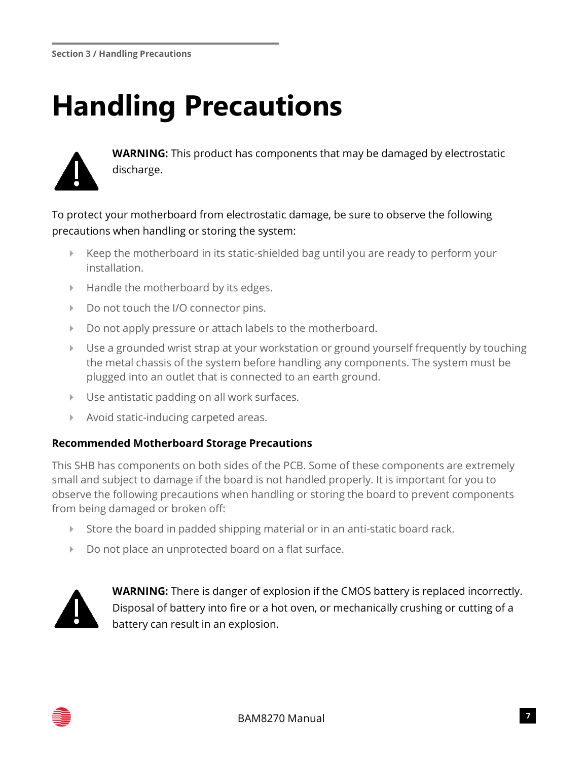# Handling Precautions

**WARNING:** This product has components that may be damaged by electrostatic discharge.

To protect your motherboard from electrostatic damage, be sure to observe the following precautions when handling or storing the system:

- Keep the motherboard in its static-shielded bag until you are ready to perform your installation.
- Handle the motherboard by its edges.
- Do not touch the I/O connector pins.
- Do not apply pressure or attach labels to the motherboard.
- Use a grounded wrist strap at your workstation or ground yourself frequently by touching the metal chassis of the system before handling any components. The system must be plugged into an outlet that is connected to an earth ground.
- Use antistatic padding on all work surfaces.
- Avoid static-inducing carpeted areas.

**Recommended Motherboard Storage Precautions**

This SHB has components on both sides of the PCB. Some of these components are extremely small and subject to damage if the board is not handled properly. It is important for you to observe the following precautions when handling or storing the board to prevent components from being damaged or broken off:

- Store the board in padded shipping material or in an anti-static board rack.
- Do not place an unprotected board on a flat surface.

**WARNING:** There is danger of explosion if the CMOS battery is replaced incorrectly. Disposal of battery into fire or a hot oven, or mechanically crushing or cutting of a battery can result in an explosion.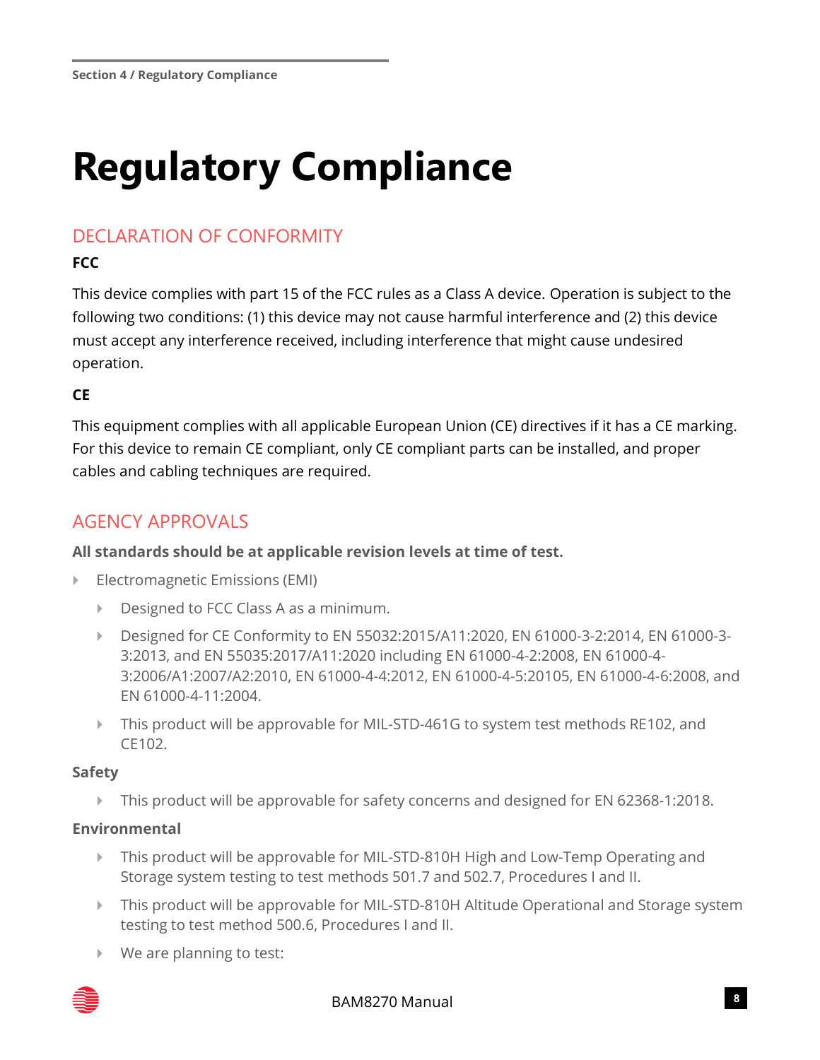# Regulatory Compliance

## DECLARATION OF CONFORMITY

### FCC

This device complies with part 15 of the FCC rules as a Class A device. Operation is subject to the following two conditions: (1) this device may not cause harmful interference and (2) this device must accept any interference received, including interference that might cause undesired operation.

### CE

This equipment complies with all applicable European Union (CE) directives if it has a CE marking. For this device to remain CE compliant, only CE compliant parts can be installed, and proper cables and cabling techniques are required.

## AGENCY APPROVALS

**All standards should be at applicable revision levels at time of test.**

- Electromagnetic Emissions (EMI)
  - Designed to FCC Class A as a minimum.
  - Designed for CE Conformity to EN 55032:2015/A11:2020, EN 61000-3-2:2014, EN 61000-3-3:2013, and EN 55035:2017/A11:2020 including EN 61000-4-2:2008, EN 61000-4-3:2006/A1:2007/A2:2010, EN 61000-4-4:2012, EN 61000-4-5:20105, EN 61000-4-6:2008, and EN 61000-4-11:2004.
  - This product will be approvable for MIL-STD-461G to system test methods RE102, and CE102.

**Safety**

- This product will be approvable for safety concerns and designed for EN 62368-1:2018.

**Environmental**

- This product will be approvable for MIL-STD-810H High and Low-Temp Operating and Storage system testing to test methods 501.7 and 502.7, Procedures I and II.
- This product will be approvable for MIL-STD-810H Altitude Operational and Storage system testing to test method 500.6, Procedures I and II.
- We are planning to test: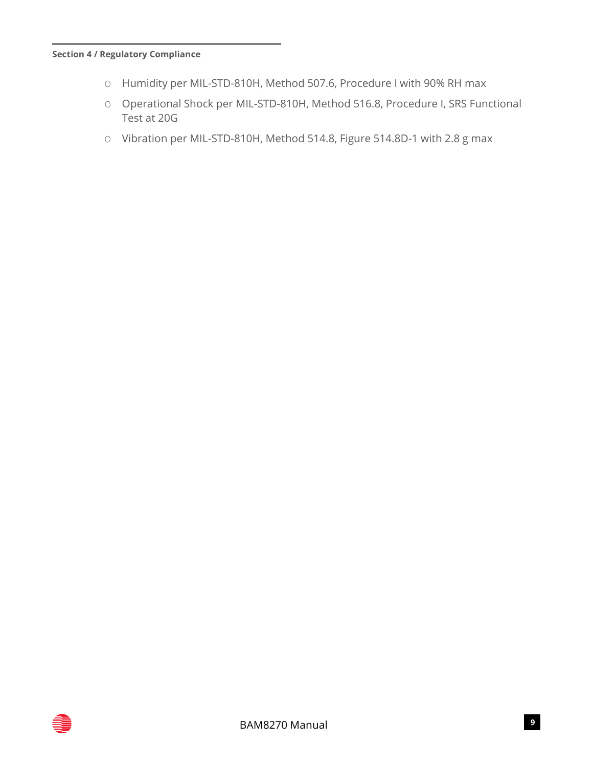- Humidity per MIL-STD-810H, Method 507.6, Procedure I with 90% RH max
- Operational Shock per MIL-STD-810H, Method 516.8, Procedure I, SRS Functional Test at 20G
- Vibration per MIL-STD-810H, Method 514.8, Figure 514.8D-1 with 2.8 g max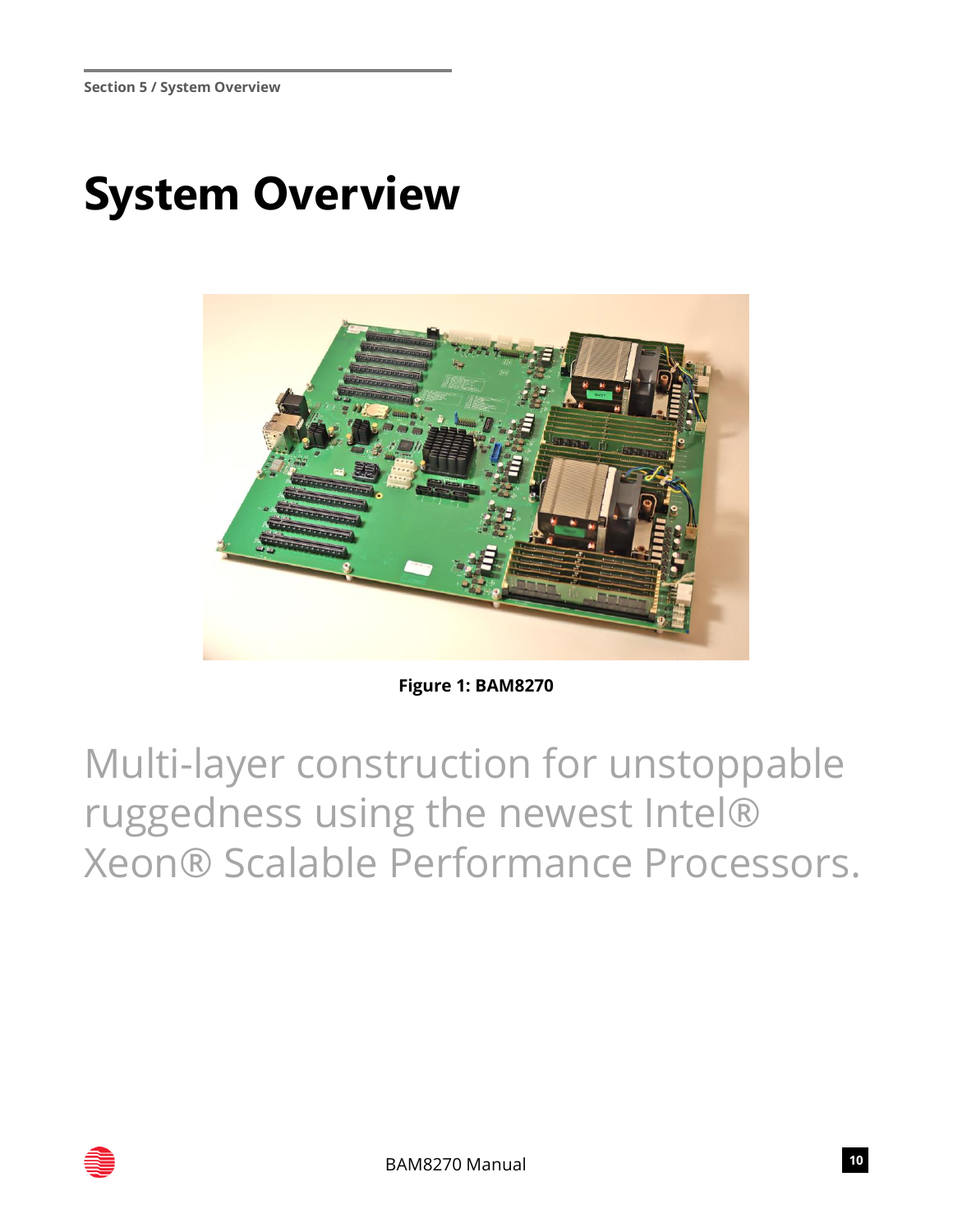# System Overview

Figure 1: BAM8270

Multi-layer construction for unstoppable ruggedness using the newest Intel® Xeon® Scalable Performance Processors.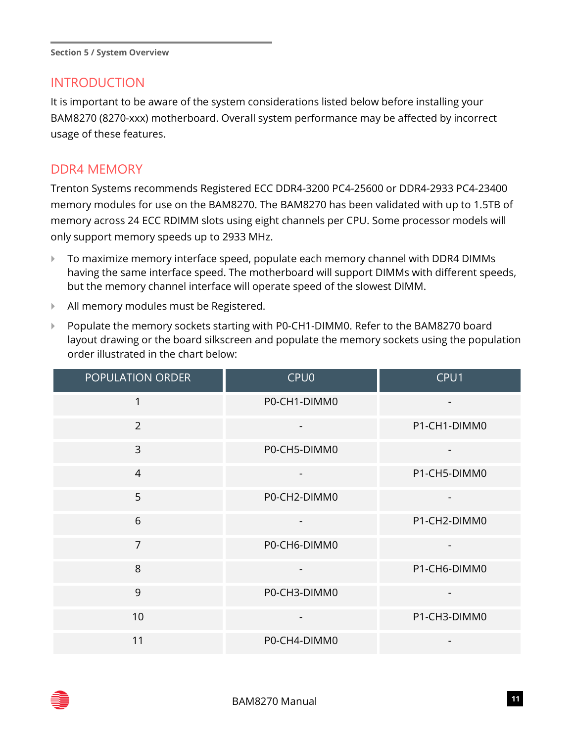## INTRODUCTION

It is important to be aware of the system considerations listed below before installing your BAM8270 (8270-xxx) motherboard. Overall system performance may be affected by incorrect usage of these features.

## DDR4 MEMORY

Trenton Systems recommends Registered ECC DDR4-3200 PC4-25600 or DDR4-2933 PC4-23400 memory modules for use on the BAM8270. The BAM8270 has been validated with up to 1.5TB of memory across 24 ECC RDIMM slots using eight channels per CPU. Some processor models will only support memory speeds up to 2933 MHz.

- To maximize memory interface speed, populate each memory channel with DDR4 DIMMs having the same interface speed. The motherboard will support DIMMs with different speeds, but the memory channel interface will operate speed of the slowest DIMM.
- All memory modules must be Registered.
- Populate the memory sockets starting with P0-CH1-DIMM0. Refer to the BAM8270 board layout drawing or the board silkscreen and populate the memory sockets using the population order illustrated in the chart below:

| POPULATION ORDER | CPU0 | CPU1 |
|---|---|---|
| 1 | P0-CH1-DIMM0 | - |
| 2 | - | P1-CH1-DIMM0 |
| 3 | P0-CH5-DIMM0 | - |
| 4 | - | P1-CH5-DIMM0 |
| 5 | P0-CH2-DIMM0 | - |
| 6 | - | P1-CH2-DIMM0 |
| 7 | P0-CH6-DIMM0 | - |
| 8 | - | P1-CH6-DIMM0 |
| 9 | P0-CH3-DIMM0 | - |
| 10 | - | P1-CH3-DIMM0 |
| 11 | P0-CH4-DIMM0 | - |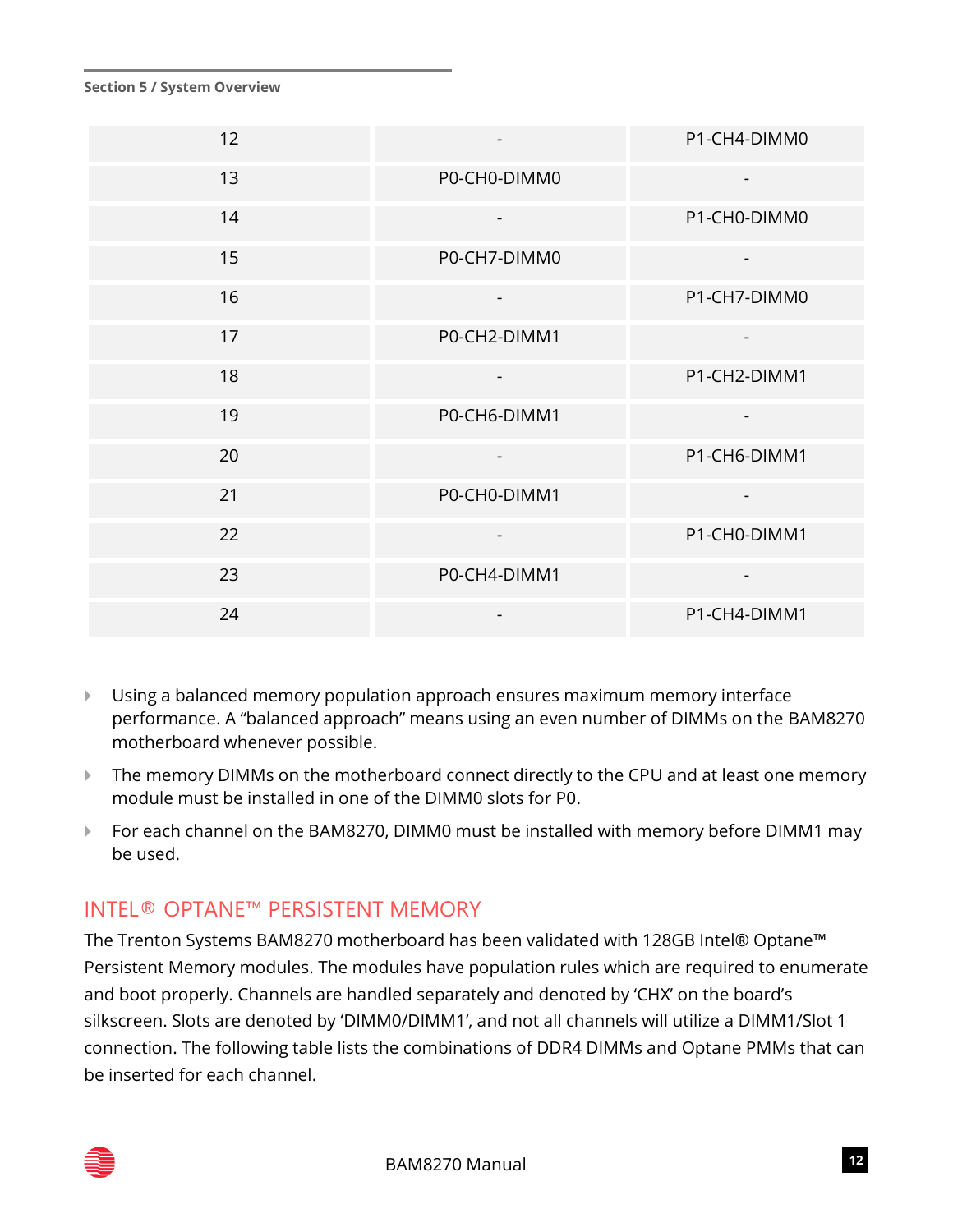| | | |
|---|---|---|
| 12 | - | P1-CH4-DIMM0 |
| 13 | P0-CH0-DIMM0 | - |
| 14 | - | P1-CH0-DIMM0 |
| 15 | P0-CH7-DIMM0 | - |
| 16 | - | P1-CH7-DIMM0 |
| 17 | P0-CH2-DIMM1 | - |
| 18 | - | P1-CH2-DIMM1 |
| 19 | P0-CH6-DIMM1 | - |
| 20 | - | P1-CH6-DIMM1 |
| 21 | P0-CH0-DIMM1 | - |
| 22 | - | P1-CH0-DIMM1 |
| 23 | P0-CH4-DIMM1 | - |
| 24 | - | P1-CH4-DIMM1 |

- Using a balanced memory population approach ensures maximum memory interface performance. A "balanced approach" means using an even number of DIMMs on the BAM8270 motherboard whenever possible.
- The memory DIMMs on the motherboard connect directly to the CPU and at least one memory module must be installed in one of the DIMM0 slots for P0.
- For each channel on the BAM8270, DIMM0 must be installed with memory before DIMM1 may be used.

## INTEL® OPTANE™ PERSISTENT MEMORY

The Trenton Systems BAM8270 motherboard has been validated with 128GB Intel® Optane™ Persistent Memory modules. The modules have population rules which are required to enumerate and boot properly. Channels are handled separately and denoted by 'CHX' on the board's silkscreen. Slots are denoted by 'DIMM0/DIMM1', and not all channels will utilize a DIMM1/Slot 1 connection. The following table lists the combinations of DDR4 DIMMs and Optane PMMs that can be inserted for each channel.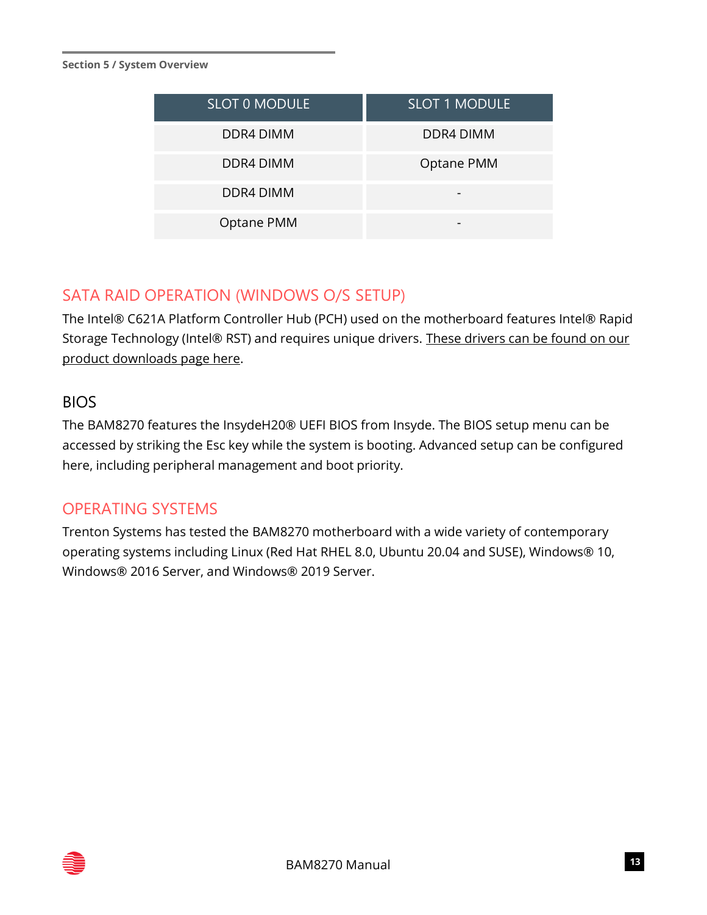| SLOT 0 MODULE | SLOT 1 MODULE |
|---|---|
| DDR4 DIMM | DDR4 DIMM |
| DDR4 DIMM | Optane PMM |
| DDR4 DIMM | - |
| Optane PMM | - |

## SATA RAID OPERATION (WINDOWS O/S SETUP)

The Intel® C621A Platform Controller Hub (PCH) used on the motherboard features Intel® Rapid Storage Technology (Intel® RST) and requires unique drivers. These drivers can be found on our product downloads page here.

## BIOS

The BAM8270 features the InsydeH20® UEFI BIOS from Insyde. The BIOS setup menu can be accessed by striking the Esc key while the system is booting. Advanced setup can be configured here, including peripheral management and boot priority.

## OPERATING SYSTEMS

Trenton Systems has tested the BAM8270 motherboard with a wide variety of contemporary operating systems including Linux (Red Hat RHEL 8.0, Ubuntu 20.04 and SUSE), Windows® 10, Windows® 2016 Server, and Windows® 2019 Server.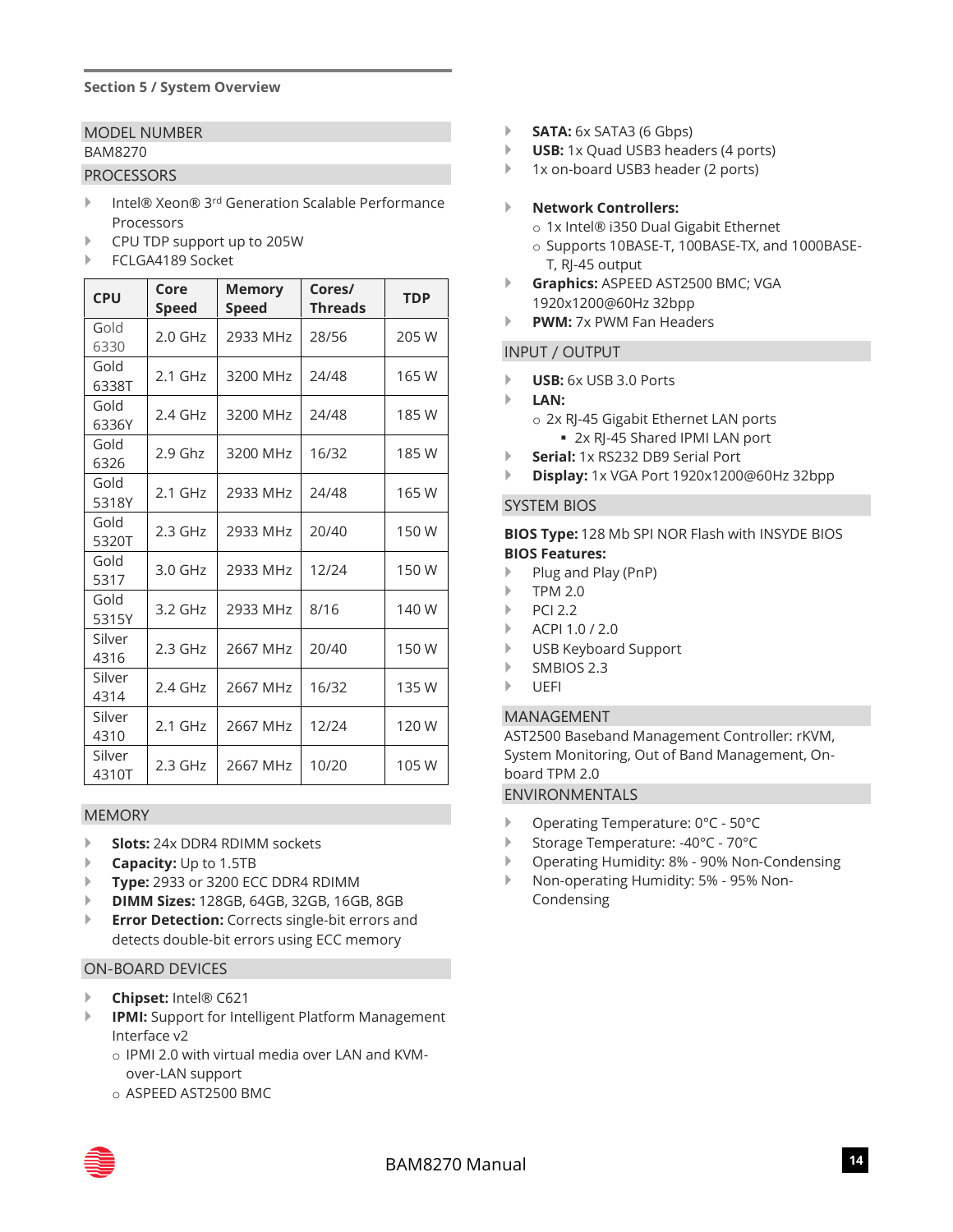## Section 5 / System Overview

### MODEL NUMBER

BAM8270

### PROCESSORS

- Intel® Xeon® 3rd Generation Scalable Performance Processors
- CPU TDP support up to 205W
- FCLGA4189 Socket

| CPU | Core Speed | Memory Speed | Cores/ Threads | TDP |
|---|---|---|---|---|
| Gold 6330 | 2.0 GHz | 2933 MHz | 28/56 | 205 W |
| Gold 6338T | 2.1 GHz | 3200 MHz | 24/48 | 165 W |
| Gold 6336Y | 2.4 GHz | 3200 MHz | 24/48 | 185 W |
| Gold 6326 | 2.9 Ghz | 3200 MHz | 16/32 | 185 W |
| Gold 5318Y | 2.1 GHz | 2933 MHz | 24/48 | 165 W |
| Gold 5320T | 2.3 GHz | 2933 MHz | 20/40 | 150 W |
| Gold 5317 | 3.0 GHz | 2933 MHz | 12/24 | 150 W |
| Gold 5315Y | 3.2 GHz | 2933 MHz | 8/16 | 140 W |
| Silver 4316 | 2.3 GHz | 2667 MHz | 20/40 | 150 W |
| Silver 4314 | 2.4 GHz | 2667 MHz | 16/32 | 135 W |
| Silver 4310 | 2.1 GHz | 2667 MHz | 12/24 | 120 W |
| Silver 4310T | 2.3 GHz | 2667 MHz | 10/20 | 105 W |

### MEMORY

- **Slots:** 24x DDR4 RDIMM sockets
- **Capacity:** Up to 1.5TB
- **Type:** 2933 or 3200 ECC DDR4 RDIMM
- **DIMM Sizes:** 128GB, 64GB, 32GB, 16GB, 8GB
- **Error Detection:** Corrects single-bit errors and detects double-bit errors using ECC memory

### ON-BOARD DEVICES

- **Chipset:** Intel® C621
- **IPMI:** Support for Intelligent Platform Management Interface v2
  - IPMI 2.0 with virtual media over LAN and KVM-over-LAN support
  - ASPEED AST2500 BMC
- **SATA:** 6x SATA3 (6 Gbps)
- **USB:** 1x Quad USB3 headers (4 ports)
- 1x on-board USB3 header (2 ports)

- **Network Controllers:**
  - 1x Intel® i350 Dual Gigabit Ethernet
  - Supports 10BASE-T, 100BASE-TX, and 1000BASE-T, RJ-45 output
- **Graphics:** ASPEED AST2500 BMC; VGA 1920x1200@60Hz 32bpp
- **PWM:** 7x PWM Fan Headers

### INPUT / OUTPUT

- **USB:** 6x USB 3.0 Ports
- **LAN:**
  - 2x RJ-45 Gigabit Ethernet LAN ports
    - 2x RJ-45 Shared IPMI LAN port
- **Serial:** 1x RS232 DB9 Serial Port
- **Display:** 1x VGA Port 1920x1200@60Hz 32bpp

### SYSTEM BIOS

**BIOS Type:** 128 Mb SPI NOR Flash with INSYDE BIOS

**BIOS Features:**

- Plug and Play (PnP)
- TPM 2.0
- PCI 2.2
- ACPI 1.0 / 2.0
- USB Keyboard Support
- SMBIOS 2.3
- UEFI

### MANAGEMENT

AST2500 Baseband Management Controller: rKVM, System Monitoring, Out of Band Management, On-board TPM 2.0

### ENVIRONMENTALS

- Operating Temperature: 0°C - 50°C
- Storage Temperature: -40°C - 70°C
- Operating Humidity: 8% - 90% Non-Condensing
- Non-operating Humidity: 5% - 95% Non-Condensing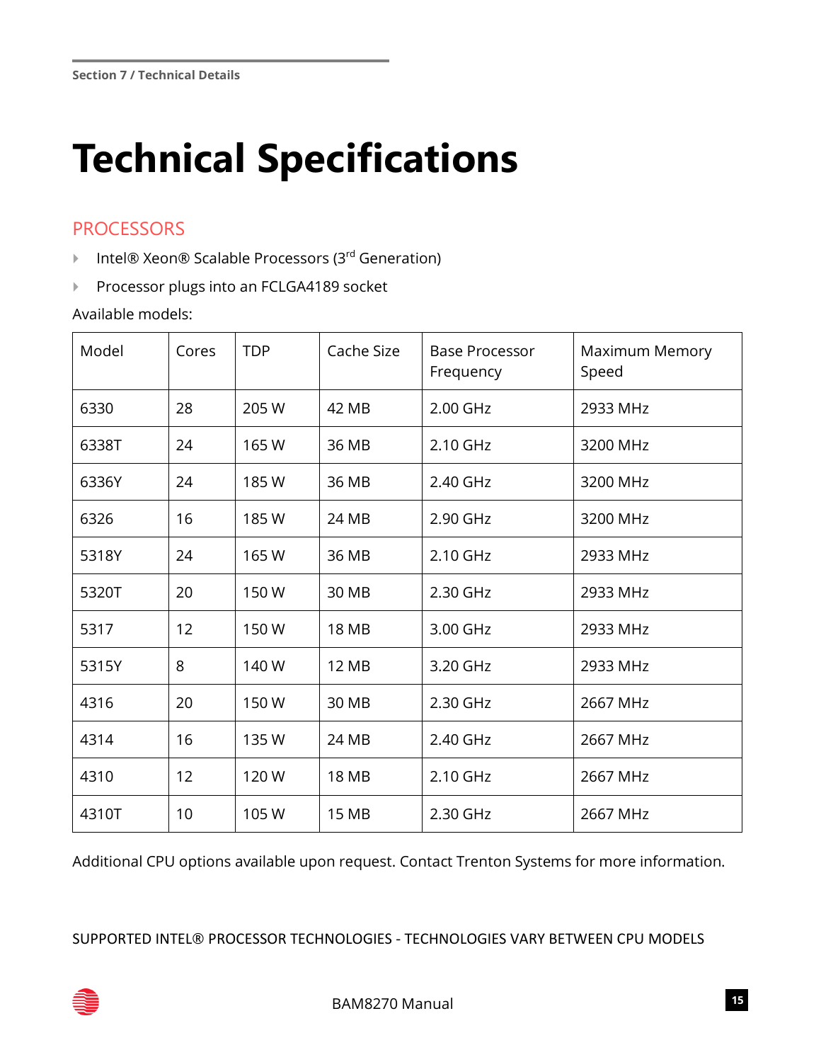# Technical Specifications

## PROCESSORS

- Intel® Xeon® Scalable Processors (3rd Generation)
- Processor plugs into an FCLGA4189 socket

Available models:

| Model | Cores | TDP | Cache Size | Base Processor Frequency | Maximum Memory Speed |
|---|---|---|---|---|---|
| 6330 | 28 | 205 W | 42 MB | 2.00 GHz | 2933 MHz |
| 6338T | 24 | 165 W | 36 MB | 2.10 GHz | 3200 MHz |
| 6336Y | 24 | 185 W | 36 MB | 2.40 GHz | 3200 MHz |
| 6326 | 16 | 185 W | 24 MB | 2.90 GHz | 3200 MHz |
| 5318Y | 24 | 165 W | 36 MB | 2.10 GHz | 2933 MHz |
| 5320T | 20 | 150 W | 30 MB | 2.30 GHz | 2933 MHz |
| 5317 | 12 | 150 W | 18 MB | 3.00 GHz | 2933 MHz |
| 5315Y | 8 | 140 W | 12 MB | 3.20 GHz | 2933 MHz |
| 4316 | 20 | 150 W | 30 MB | 2.30 GHz | 2667 MHz |
| 4314 | 16 | 135 W | 24 MB | 2.40 GHz | 2667 MHz |
| 4310 | 12 | 120 W | 18 MB | 2.10 GHz | 2667 MHz |
| 4310T | 10 | 105 W | 15 MB | 2.30 GHz | 2667 MHz |

Additional CPU options available upon request. Contact Trenton Systems for more information.

SUPPORTED INTEL® PROCESSOR TECHNOLOGIES - TECHNOLOGIES VARY BETWEEN CPU MODELS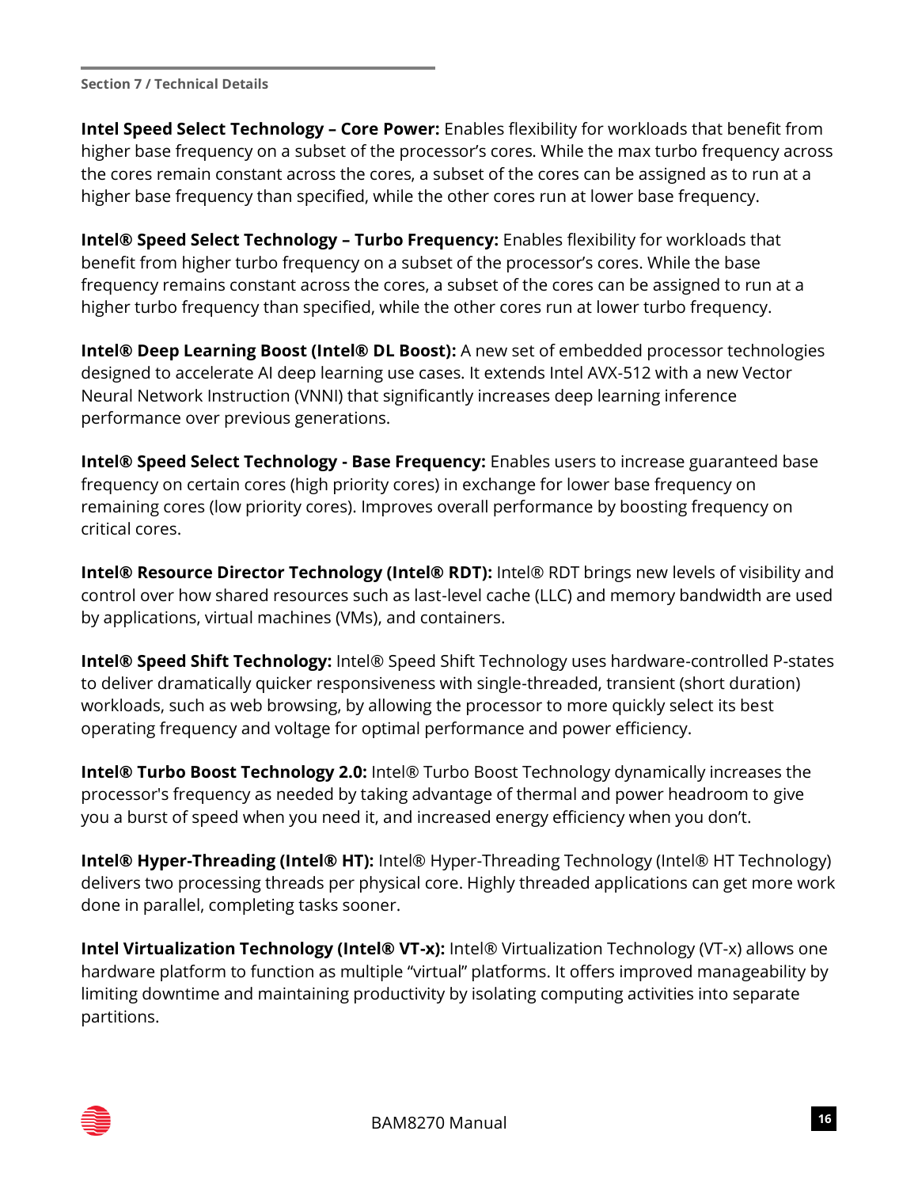**Intel Speed Select Technology – Core Power:** Enables flexibility for workloads that benefit from higher base frequency on a subset of the processor's cores. While the max turbo frequency across the cores remain constant across the cores, a subset of the cores can be assigned as to run at a higher base frequency than specified, while the other cores run at lower base frequency.

**Intel® Speed Select Technology – Turbo Frequency:** Enables flexibility for workloads that benefit from higher turbo frequency on a subset of the processor's cores. While the base frequency remains constant across the cores, a subset of the cores can be assigned to run at a higher turbo frequency than specified, while the other cores run at lower turbo frequency.

**Intel® Deep Learning Boost (Intel® DL Boost):** A new set of embedded processor technologies designed to accelerate AI deep learning use cases. It extends Intel AVX-512 with a new Vector Neural Network Instruction (VNNI) that significantly increases deep learning inference performance over previous generations.

**Intel® Speed Select Technology - Base Frequency:** Enables users to increase guaranteed base frequency on certain cores (high priority cores) in exchange for lower base frequency on remaining cores (low priority cores). Improves overall performance by boosting frequency on critical cores.

**Intel® Resource Director Technology (Intel® RDT):** Intel® RDT brings new levels of visibility and control over how shared resources such as last-level cache (LLC) and memory bandwidth are used by applications, virtual machines (VMs), and containers.

**Intel® Speed Shift Technology:** Intel® Speed Shift Technology uses hardware-controlled P-states to deliver dramatically quicker responsiveness with single-threaded, transient (short duration) workloads, such as web browsing, by allowing the processor to more quickly select its best operating frequency and voltage for optimal performance and power efficiency.

**Intel® Turbo Boost Technology 2.0:** Intel® Turbo Boost Technology dynamically increases the processor's frequency as needed by taking advantage of thermal and power headroom to give you a burst of speed when you need it, and increased energy efficiency when you don't.

**Intel® Hyper-Threading (Intel® HT):** Intel® Hyper-Threading Technology (Intel® HT Technology) delivers two processing threads per physical core. Highly threaded applications can get more work done in parallel, completing tasks sooner.

**Intel Virtualization Technology (Intel® VT-x):** Intel® Virtualization Technology (VT-x) allows one hardware platform to function as multiple "virtual" platforms. It offers improved manageability by limiting downtime and maintaining productivity by isolating computing activities into separate partitions.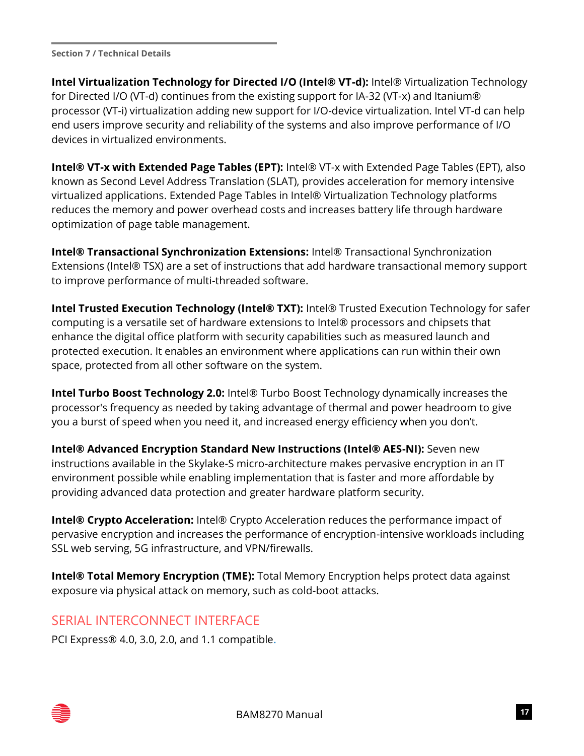**Intel Virtualization Technology for Directed I/O (Intel® VT-d):** Intel® Virtualization Technology for Directed I/O (VT-d) continues from the existing support for IA-32 (VT-x) and Itanium® processor (VT-i) virtualization adding new support for I/O-device virtualization. Intel VT-d can help end users improve security and reliability of the systems and also improve performance of I/O devices in virtualized environments.

**Intel® VT-x with Extended Page Tables (EPT):** Intel® VT-x with Extended Page Tables (EPT), also known as Second Level Address Translation (SLAT), provides acceleration for memory intensive virtualized applications. Extended Page Tables in Intel® Virtualization Technology platforms reduces the memory and power overhead costs and increases battery life through hardware optimization of page table management.

**Intel® Transactional Synchronization Extensions:** Intel® Transactional Synchronization Extensions (Intel® TSX) are a set of instructions that add hardware transactional memory support to improve performance of multi-threaded software.

**Intel Trusted Execution Technology (Intel® TXT):** Intel® Trusted Execution Technology for safer computing is a versatile set of hardware extensions to Intel® processors and chipsets that enhance the digital office platform with security capabilities such as measured launch and protected execution. It enables an environment where applications can run within their own space, protected from all other software on the system.

**Intel Turbo Boost Technology 2.0:** Intel® Turbo Boost Technology dynamically increases the processor's frequency as needed by taking advantage of thermal and power headroom to give you a burst of speed when you need it, and increased energy efficiency when you don't.

**Intel® Advanced Encryption Standard New Instructions (Intel® AES-NI):** Seven new instructions available in the Skylake-S micro-architecture makes pervasive encryption in an IT environment possible while enabling implementation that is faster and more affordable by providing advanced data protection and greater hardware platform security.

**Intel® Crypto Acceleration:** Intel® Crypto Acceleration reduces the performance impact of pervasive encryption and increases the performance of encryption-intensive workloads including SSL web serving, 5G infrastructure, and VPN/firewalls.

**Intel® Total Memory Encryption (TME):** Total Memory Encryption helps protect data against exposure via physical attack on memory, such as cold-boot attacks.

## SERIAL INTERCONNECT INTERFACE

PCI Express® 4.0, 3.0, 2.0, and 1.1 compatible.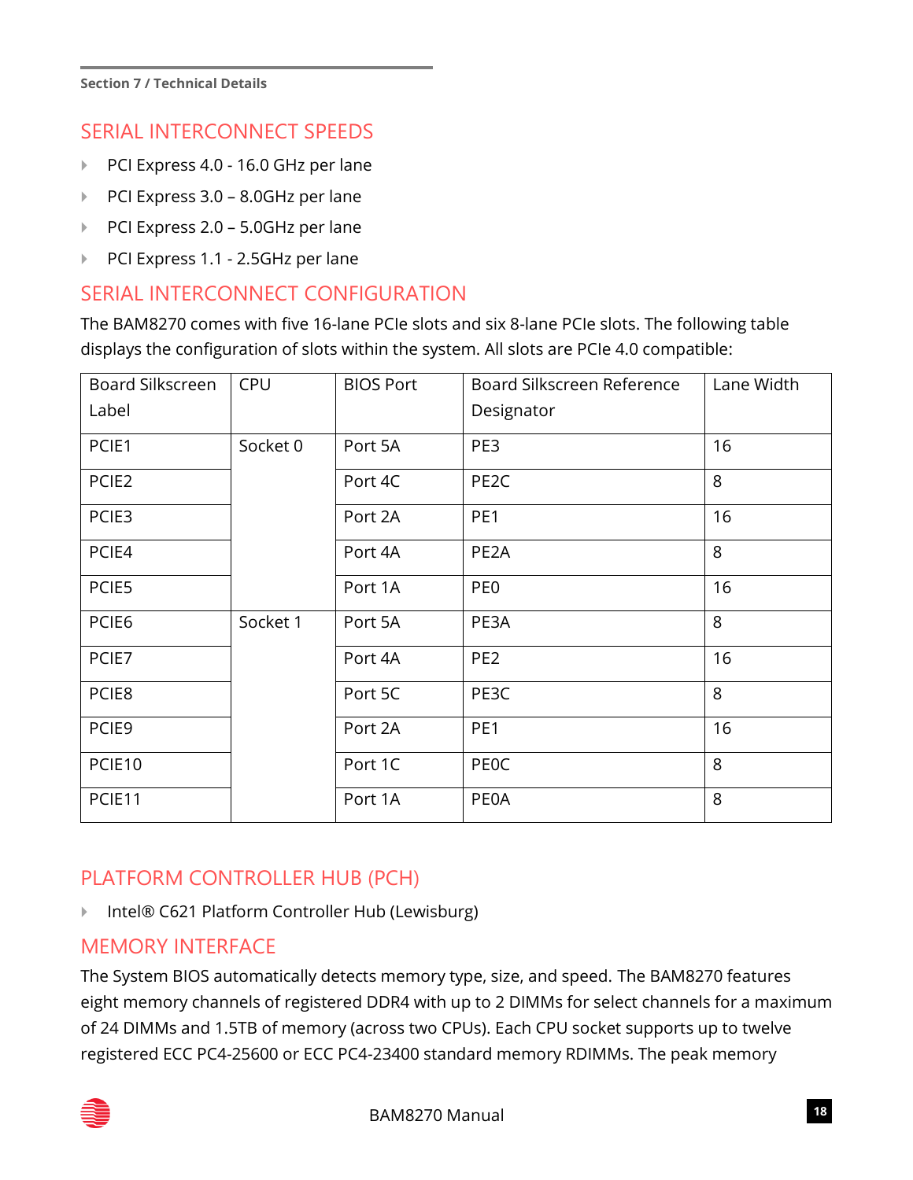## SERIAL INTERCONNECT SPEEDS

- PCI Express 4.0 - 16.0 GHz per lane
- PCI Express 3.0 – 8.0GHz per lane
- PCI Express 2.0 – 5.0GHz per lane
- PCI Express 1.1 - 2.5GHz per lane

## SERIAL INTERCONNECT CONFIGURATION

The BAM8270 comes with five 16-lane PCIe slots and six 8-lane PCIe slots. The following table displays the configuration of slots within the system. All slots are PCIe 4.0 compatible:

| Board Silkscreen Label | CPU | BIOS Port | Board Silkscreen Reference Designator | Lane Width |
|---|---|---|---|---|
| PCIE1 | Socket 0 | Port 5A | PE3 | 16 |
| PCIE2 | | Port 4C | PE2C | 8 |
| PCIE3 | | Port 2A | PE1 | 16 |
| PCIE4 | | Port 4A | PE2A | 8 |
| PCIE5 | | Port 1A | PE0 | 16 |
| PCIE6 | Socket 1 | Port 5A | PE3A | 8 |
| PCIE7 | | Port 4A | PE2 | 16 |
| PCIE8 | | Port 5C | PE3C | 8 |
| PCIE9 | | Port 2A | PE1 | 16 |
| PCIE10 | | Port 1C | PE0C | 8 |
| PCIE11 | | Port 1A | PE0A | 8 |

## PLATFORM CONTROLLER HUB (PCH)

- Intel® C621 Platform Controller Hub (Lewisburg)

## MEMORY INTERFACE

The System BIOS automatically detects memory type, size, and speed. The BAM8270 features eight memory channels of registered DDR4 with up to 2 DIMMs for select channels for a maximum of 24 DIMMs and 1.5TB of memory (across two CPUs). Each CPU socket supports up to twelve registered ECC PC4-25600 or ECC PC4-23400 standard memory RDIMMs. The peak memory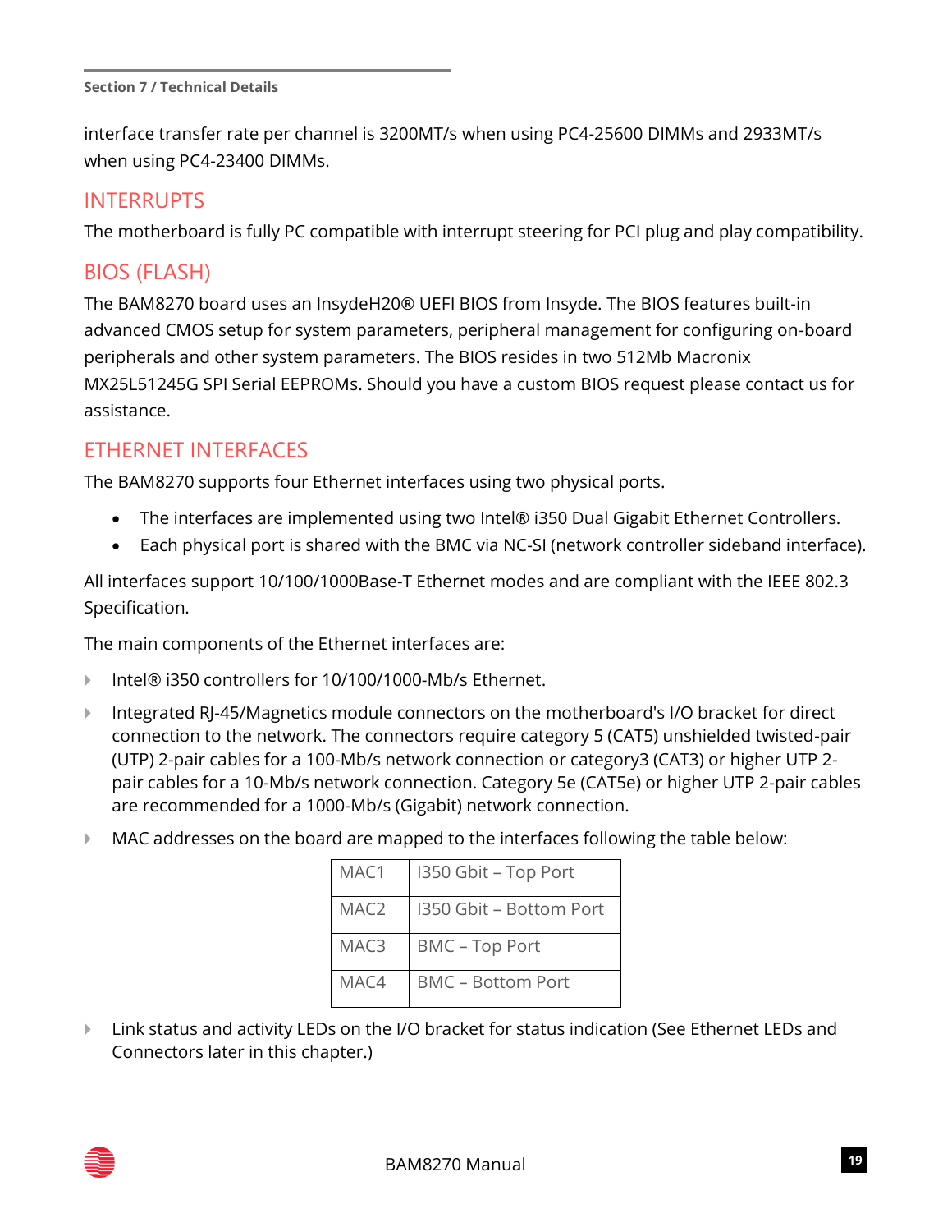interface transfer rate per channel is 3200MT/s when using PC4-25600 DIMMs and 2933MT/s when using PC4-23400 DIMMs.

## INTERRUPTS

The motherboard is fully PC compatible with interrupt steering for PCI plug and play compatibility.

## BIOS (FLASH)

The BAM8270 board uses an InsydeH20® UEFI BIOS from Insyde. The BIOS features built-in advanced CMOS setup for system parameters, peripheral management for configuring on-board peripherals and other system parameters. The BIOS resides in two 512Mb Macronix MX25L51245G SPI Serial EEPROMs. Should you have a custom BIOS request please contact us for assistance.

## ETHERNET INTERFACES

The BAM8270 supports four Ethernet interfaces using two physical ports.

- The interfaces are implemented using two Intel® i350 Dual Gigabit Ethernet Controllers.
- Each physical port is shared with the BMC via NC-SI (network controller sideband interface).

All interfaces support 10/100/1000Base-T Ethernet modes and are compliant with the IEEE 802.3 Specification.

The main components of the Ethernet interfaces are:

- Intel® i350 controllers for 10/100/1000-Mb/s Ethernet.
- Integrated RJ-45/Magnetics module connectors on the motherboard's I/O bracket for direct connection to the network. The connectors require category 5 (CAT5) unshielded twisted-pair (UTP) 2-pair cables for a 100-Mb/s network connection or category3 (CAT3) or higher UTP 2-pair cables for a 10-Mb/s network connection. Category 5e (CAT5e) or higher UTP 2-pair cables are recommended for a 1000-Mb/s (Gigabit) network connection.
- MAC addresses on the board are mapped to the interfaces following the table below:

| | |
|---|---|
| MAC1 | I350 Gbit – Top Port |
| MAC2 | I350 Gbit – Bottom Port |
| MAC3 | BMC – Top Port |
| MAC4 | BMC – Bottom Port |

- Link status and activity LEDs on the I/O bracket for status indication (See Ethernet LEDs and Connectors later in this chapter.)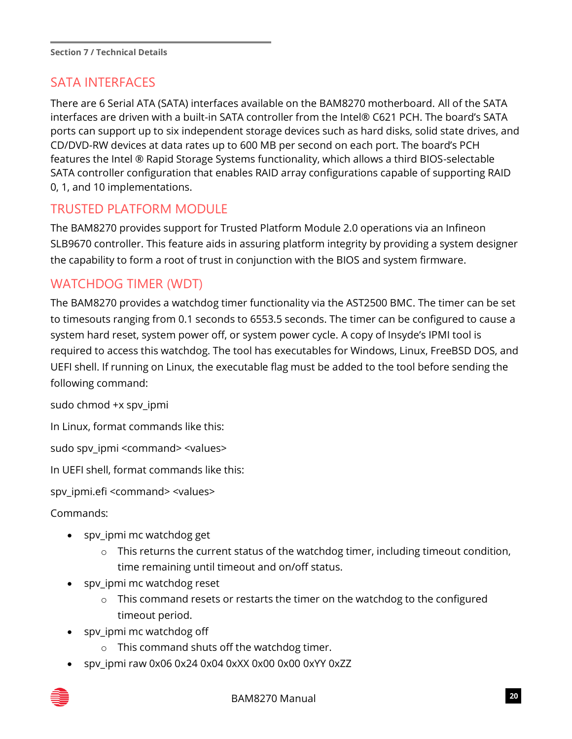## SATA INTERFACES

There are 6 Serial ATA (SATA) interfaces available on the BAM8270 motherboard. All of the SATA interfaces are driven with a built-in SATA controller from the Intel® C621 PCH. The board's SATA ports can support up to six independent storage devices such as hard disks, solid state drives, and CD/DVD-RW devices at data rates up to 600 MB per second on each port. The board's PCH features the Intel ® Rapid Storage Systems functionality, which allows a third BIOS-selectable SATA controller configuration that enables RAID array configurations capable of supporting RAID 0, 1, and 10 implementations.

## TRUSTED PLATFORM MODULE

The BAM8270 provides support for Trusted Platform Module 2.0 operations via an Infineon SLB9670 controller. This feature aids in assuring platform integrity by providing a system designer the capability to form a root of trust in conjunction with the BIOS and system firmware.

## WATCHDOG TIMER (WDT)

The BAM8270 provides a watchdog timer functionality via the AST2500 BMC. The timer can be set to timesouts ranging from 0.1 seconds to 6553.5 seconds. The timer can be configured to cause a system hard reset, system power off, or system power cycle. A copy of Insyde's IPMI tool is required to access this watchdog. The tool has executables for Windows, Linux, FreeBSD DOS, and UEFI shell. If running on Linux, the executable flag must be added to the tool before sending the following command:

sudo chmod +x spv_ipmi

In Linux, format commands like this:

sudo spv_ipmi <command> <values>

In UEFI shell, format commands like this:

spv_ipmi.efi <command> <values>

Commands:

- spv_ipmi mc watchdog get
  - This returns the current status of the watchdog timer, including timeout condition, time remaining until timeout and on/off status.
- spv_ipmi mc watchdog reset
  - This command resets or restarts the timer on the watchdog to the configured timeout period.
- spv_ipmi mc watchdog off
  - This command shuts off the watchdog timer.
- spv_ipmi raw 0x06 0x24 0x04 0xXX 0x00 0x00 0xYY 0xZZ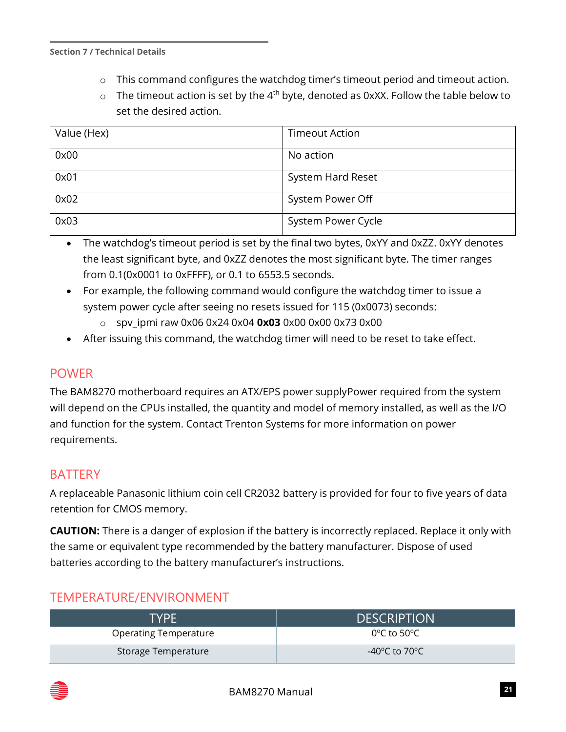- This command configures the watchdog timer's timeout period and timeout action.
- The timeout action is set by the 4th byte, denoted as 0xXX. Follow the table below to set the desired action.

| Value (Hex) | Timeout Action |
|---|---|
| 0x00 | No action |
| 0x01 | System Hard Reset |
| 0x02 | System Power Off |
| 0x03 | System Power Cycle |

- The watchdog's timeout period is set by the final two bytes, 0xYY and 0xZZ. 0xYY denotes the least significant byte, and 0xZZ denotes the most significant byte. The timer ranges from 0.1(0x0001 to 0xFFFF), or 0.1 to 6553.5 seconds.
- For example, the following command would configure the watchdog timer to issue a system power cycle after seeing no resets issued for 115 (0x0073) seconds:
  - spv_ipmi raw 0x06 0x24 0x04 **0x03** 0x00 0x00 0x73 0x00
- After issuing this command, the watchdog timer will need to be reset to take effect.

## POWER

The BAM8270 motherboard requires an ATX/EPS power supplyPower required from the system will depend on the CPUs installed, the quantity and model of memory installed, as well as the I/O and function for the system. Contact Trenton Systems for more information on power requirements.

## BATTERY

A replaceable Panasonic lithium coin cell CR2032 battery is provided for four to five years of data retention for CMOS memory.

**CAUTION:** There is a danger of explosion if the battery is incorrectly replaced. Replace it only with the same or equivalent type recommended by the battery manufacturer. Dispose of used batteries according to the battery manufacturer's instructions.

## TEMPERATURE/ENVIRONMENT

| TYPE | DESCRIPTION |
|---|---|
| Operating Temperature | 0ºC to 50ºC |
| Storage Temperature | -40ºC to 70ºC |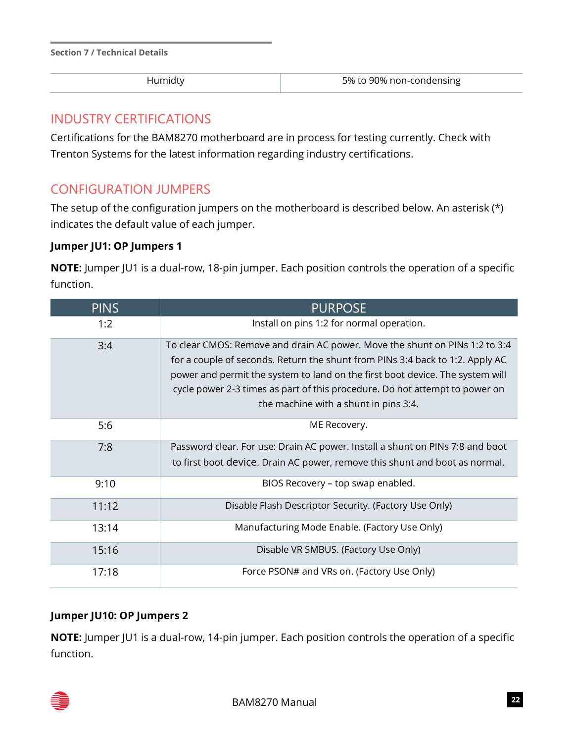| Humidty | 5% to 90% non-condensing |
| --- | --- |

## INDUSTRY CERTIFICATIONS

Certifications for the BAM8270 motherboard are in process for testing currently. Check with Trenton Systems for the latest information regarding industry certifications.

## CONFIGURATION JUMPERS

The setup of the configuration jumpers on the motherboard is described below. An asterisk (*) indicates the default value of each jumper.

**Jumper JU1: OP Jumpers 1**

**NOTE:** Jumper JU1 is a dual-row, 18-pin jumper. Each position controls the operation of a specific function.

| PINS | PURPOSE |
| --- | --- |
| 1:2 | Install on pins 1:2 for normal operation. |
| 3:4 | To clear CMOS: Remove and drain AC power. Move the shunt on PINs 1:2 to 3:4 for a couple of seconds. Return the shunt from PINs 3:4 back to 1:2. Apply AC power and permit the system to land on the first boot device. The system will cycle power 2-3 times as part of this procedure. Do not attempt to power on the machine with a shunt in pins 3:4. |
| 5:6 | ME Recovery. |
| 7:8 | Password clear. For use: Drain AC power. Install a shunt on PINs 7:8 and boot to first boot device. Drain AC power, remove this shunt and boot as normal. |
| 9:10 | BIOS Recovery – top swap enabled. |
| 11:12 | Disable Flash Descriptor Security. (Factory Use Only) |
| 13:14 | Manufacturing Mode Enable. (Factory Use Only) |
| 15:16 | Disable VR SMBUS. (Factory Use Only) |
| 17:18 | Force PSON# and VRs on. (Factory Use Only) |

**Jumper JU10: OP Jumpers 2**

**NOTE:** Jumper JU1 is a dual-row, 14-pin jumper. Each position controls the operation of a specific function.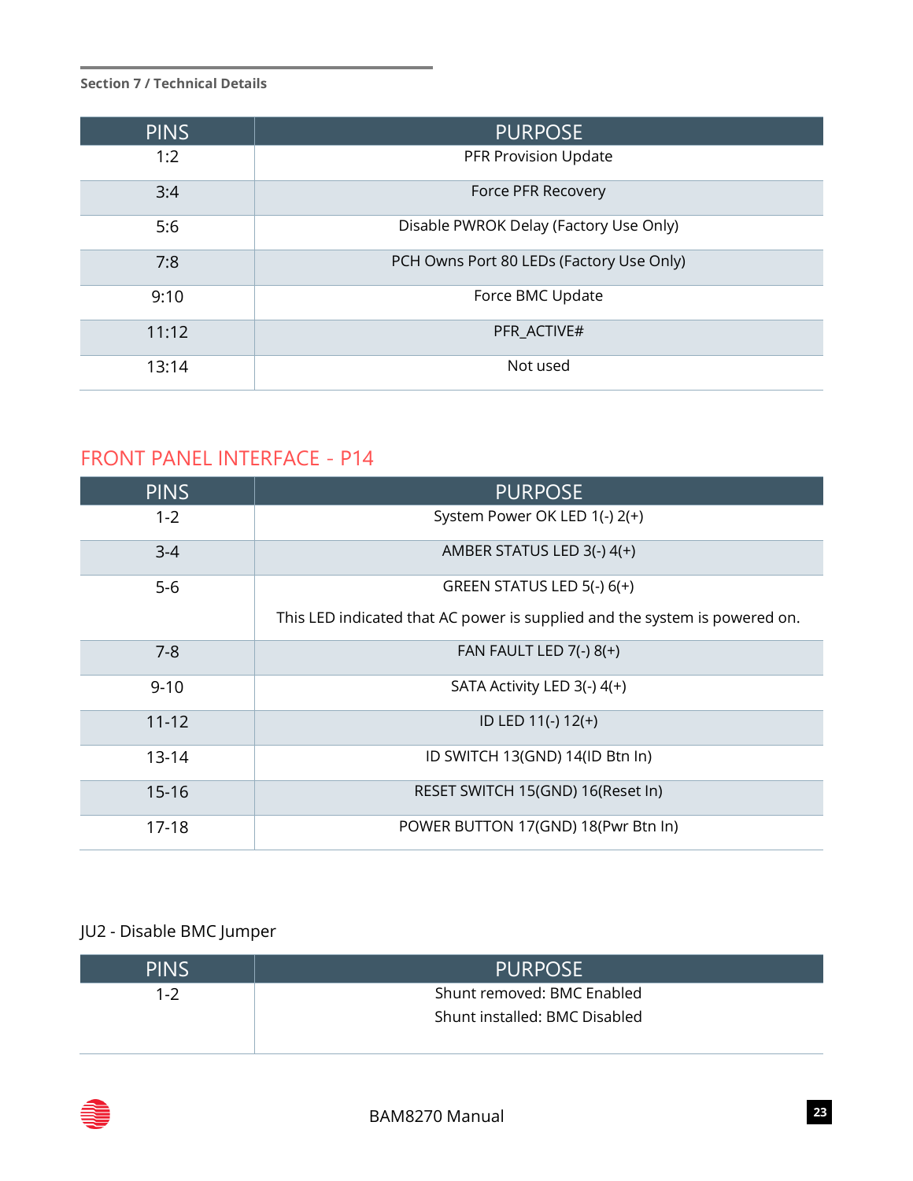| PINS | PURPOSE |
|---|---|
| 1:2 | PFR Provision Update |
| 3:4 | Force PFR Recovery |
| 5:6 | Disable PWROK Delay (Factory Use Only) |
| 7:8 | PCH Owns Port 80 LEDs (Factory Use Only) |
| 9:10 | Force BMC Update |
| 11:12 | PFR_ACTIVE# |
| 13:14 | Not used |

## FRONT PANEL INTERFACE - P14

| PINS | PURPOSE |
|---|---|
| 1-2 | System Power OK LED 1(-) 2(+) |
| 3-4 | AMBER STATUS LED 3(-) 4(+) |
| 5-6 | GREEN STATUS LED 5(-) 6(+)<br>This LED indicated that AC power is supplied and the system is powered on. |
| 7-8 | FAN FAULT LED 7(-) 8(+) |
| 9-10 | SATA Activity LED 3(-) 4(+) |
| 11-12 | ID LED 11(-) 12(+) |
| 13-14 | ID SWITCH 13(GND) 14(ID Btn In) |
| 15-16 | RESET SWITCH 15(GND) 16(Reset In) |
| 17-18 | POWER BUTTON 17(GND) 18(Pwr Btn In) |

JU2 - Disable BMC Jumper

| PINS | PURPOSE |
|---|---|
| 1-2 | Shunt removed: BMC Enabled<br>Shunt installed: BMC Disabled |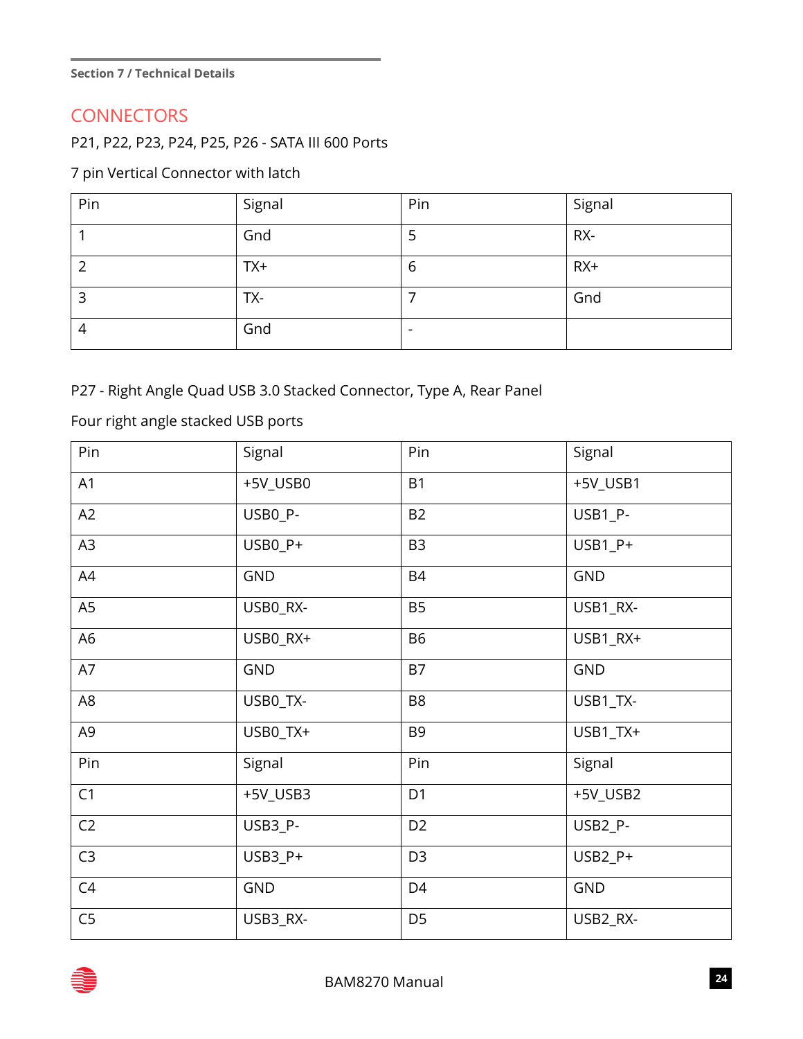## CONNECTORS

P21, P22, P23, P24, P25, P26 - SATA III 600 Ports

7 pin Vertical Connector with latch

| Pin | Signal | Pin | Signal |
|---|---|---|---|
| 1 | Gnd | 5 | RX- |
| 2 | TX+ | 6 | RX+ |
| 3 | TX- | 7 | Gnd |
| 4 | Gnd | - | |

P27 - Right Angle Quad USB 3.0 Stacked Connector, Type A, Rear Panel

Four right angle stacked USB ports

| Pin | Signal | Pin | Signal |
|---|---|---|---|
| A1 | +5V_USB0 | B1 | +5V_USB1 |
| A2 | USB0_P- | B2 | USB1_P- |
| A3 | USB0_P+ | B3 | USB1_P+ |
| A4 | GND | B4 | GND |
| A5 | USB0_RX- | B5 | USB1_RX- |
| A6 | USB0_RX+ | B6 | USB1_RX+ |
| A7 | GND | B7 | GND |
| A8 | USB0_TX- | B8 | USB1_TX- |
| A9 | USB0_TX+ | B9 | USB1_TX+ |
| Pin | Signal | Pin | Signal |
| C1 | +5V_USB3 | D1 | +5V_USB2 |
| C2 | USB3_P- | D2 | USB2_P- |
| C3 | USB3_P+ | D3 | USB2_P+ |
| C4 | GND | D4 | GND |
| C5 | USB3_RX- | D5 | USB2_RX- |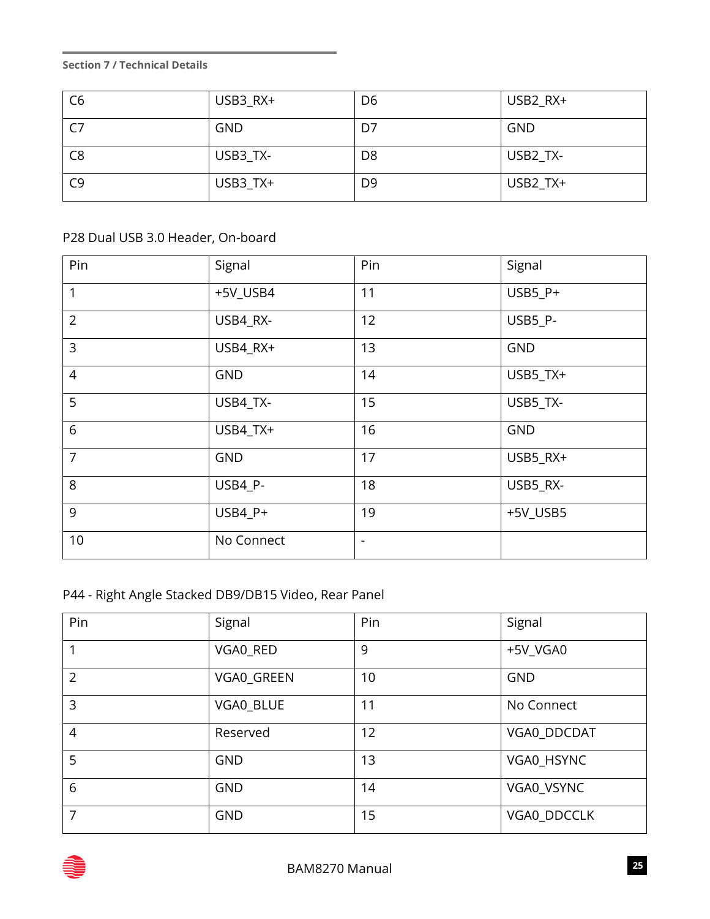| C6 | USB3_RX+ | D6 | USB2_RX+ |
|---|---|---|---|
| C7 | GND | D7 | GND |
| C8 | USB3_TX- | D8 | USB2_TX- |
| C9 | USB3_TX+ | D9 | USB2_TX+ |

P28 Dual USB 3.0 Header, On-board

| Pin | Signal | Pin | Signal |
|---|---|---|---|
| 1 | +5V_USB4 | 11 | USB5_P+ |
| 2 | USB4_RX- | 12 | USB5_P- |
| 3 | USB4_RX+ | 13 | GND |
| 4 | GND | 14 | USB5_TX+ |
| 5 | USB4_TX- | 15 | USB5_TX- |
| 6 | USB4_TX+ | 16 | GND |
| 7 | GND | 17 | USB5_RX+ |
| 8 | USB4_P- | 18 | USB5_RX- |
| 9 | USB4_P+ | 19 | +5V_USB5 |
| 10 | No Connect | - | |

P44 - Right Angle Stacked DB9/DB15 Video, Rear Panel

| Pin | Signal | Pin | Signal |
|---|---|---|---|
| 1 | VGA0_RED | 9 | +5V_VGA0 |
| 2 | VGA0_GREEN | 10 | GND |
| 3 | VGA0_BLUE | 11 | No Connect |
| 4 | Reserved | 12 | VGA0_DDCDAT |
| 5 | GND | 13 | VGA0_HSYNC |
| 6 | GND | 14 | VGA0_VSYNC |
| 7 | GND | 15 | VGA0_DDCCLK |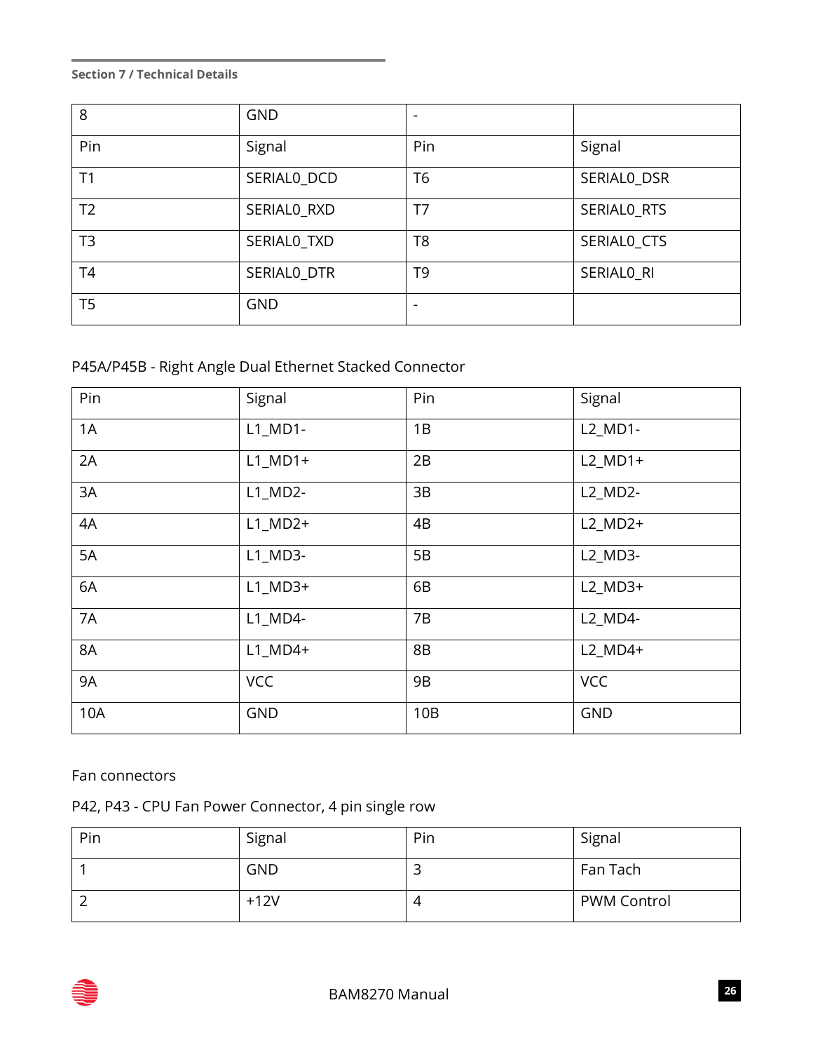| 8 | GND | - | |
|---|---|---|---|
| Pin | Signal | Pin | Signal |
| T1 | SERIAL0_DCD | T6 | SERIAL0_DSR |
| T2 | SERIAL0_RXD | T7 | SERIAL0_RTS |
| T3 | SERIAL0_TXD | T8 | SERIAL0_CTS |
| T4 | SERIAL0_DTR | T9 | SERIAL0_RI |
| T5 | GND | - | |

P45A/P45B - Right Angle Dual Ethernet Stacked Connector

| Pin | Signal | Pin | Signal |
|---|---|---|---|
| 1A | L1_MD1- | 1B | L2_MD1- |
| 2A | L1_MD1+ | 2B | L2_MD1+ |
| 3A | L1_MD2- | 3B | L2_MD2- |
| 4A | L1_MD2+ | 4B | L2_MD2+ |
| 5A | L1_MD3- | 5B | L2_MD3- |
| 6A | L1_MD3+ | 6B | L2_MD3+ |
| 7A | L1_MD4- | 7B | L2_MD4- |
| 8A | L1_MD4+ | 8B | L2_MD4+ |
| 9A | VCC | 9B | VCC |
| 10A | GND | 10B | GND |

Fan connectors

P42, P43 - CPU Fan Power Connector, 4 pin single row

| Pin | Signal | Pin | Signal |
|---|---|---|---|
| 1 | GND | 3 | Fan Tach |
| 2 | +12V | 4 | PWM Control |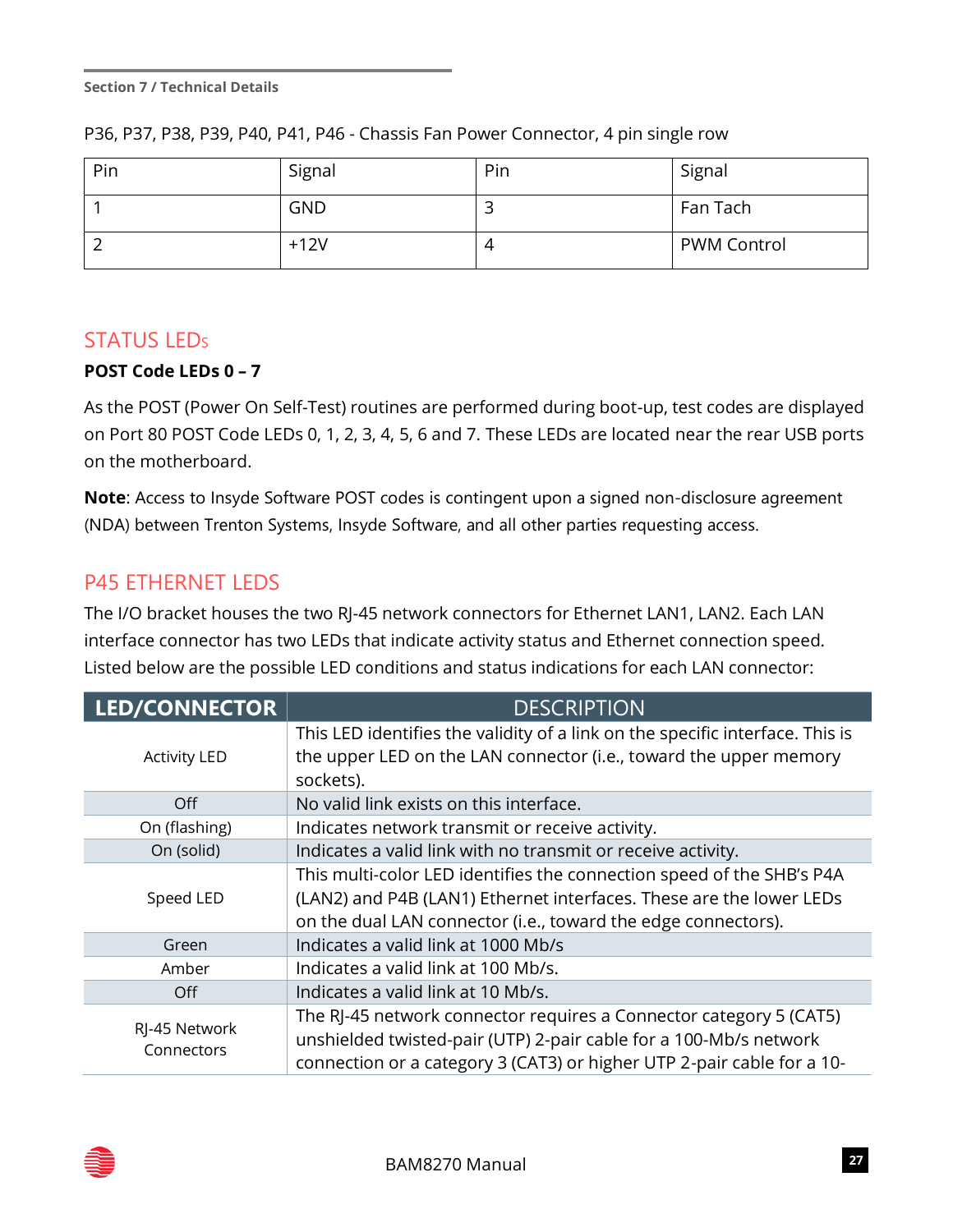P36, P37, P38, P39, P40, P41, P46 - Chassis Fan Power Connector, 4 pin single row

| Pin | Signal | Pin | Signal |
|---|---|---|---|
| 1 | GND | 3 | Fan Tach |
| 2 | +12V | 4 | PWM Control |

## STATUS LEDs

**POST Code LEDs 0 – 7**

As the POST (Power On Self-Test) routines are performed during boot-up, test codes are displayed on Port 80 POST Code LEDs 0, 1, 2, 3, 4, 5, 6 and 7. These LEDs are located near the rear USB ports on the motherboard.

**Note**: Access to Insyde Software POST codes is contingent upon a signed non-disclosure agreement (NDA) between Trenton Systems, Insyde Software, and all other parties requesting access.

## P45 ETHERNET LEDS

The I/O bracket houses the two RJ-45 network connectors for Ethernet LAN1, LAN2. Each LAN interface connector has two LEDs that indicate activity status and Ethernet connection speed. Listed below are the possible LED conditions and status indications for each LAN connector:

| LED/CONNECTOR | DESCRIPTION |
|---|---|
| Activity LED | This LED identifies the validity of a link on the specific interface. This is the upper LED on the LAN connector (i.e., toward the upper memory sockets). |
| Off | No valid link exists on this interface. |
| On (flashing) | Indicates network transmit or receive activity. |
| On (solid) | Indicates a valid link with no transmit or receive activity. |
| Speed LED | This multi-color LED identifies the connection speed of the SHB's P4A (LAN2) and P4B (LAN1) Ethernet interfaces. These are the lower LEDs on the dual LAN connector (i.e., toward the edge connectors). |
| Green | Indicates a valid link at 1000 Mb/s |
| Amber | Indicates a valid link at 100 Mb/s. |
| Off | Indicates a valid link at 10 Mb/s. |
| RJ-45 Network Connectors | The RJ-45 network connector requires a Connector category 5 (CAT5) unshielded twisted-pair (UTP) 2-pair cable for a 100-Mb/s network connection or a category 3 (CAT3) or higher UTP 2-pair cable for a 10- |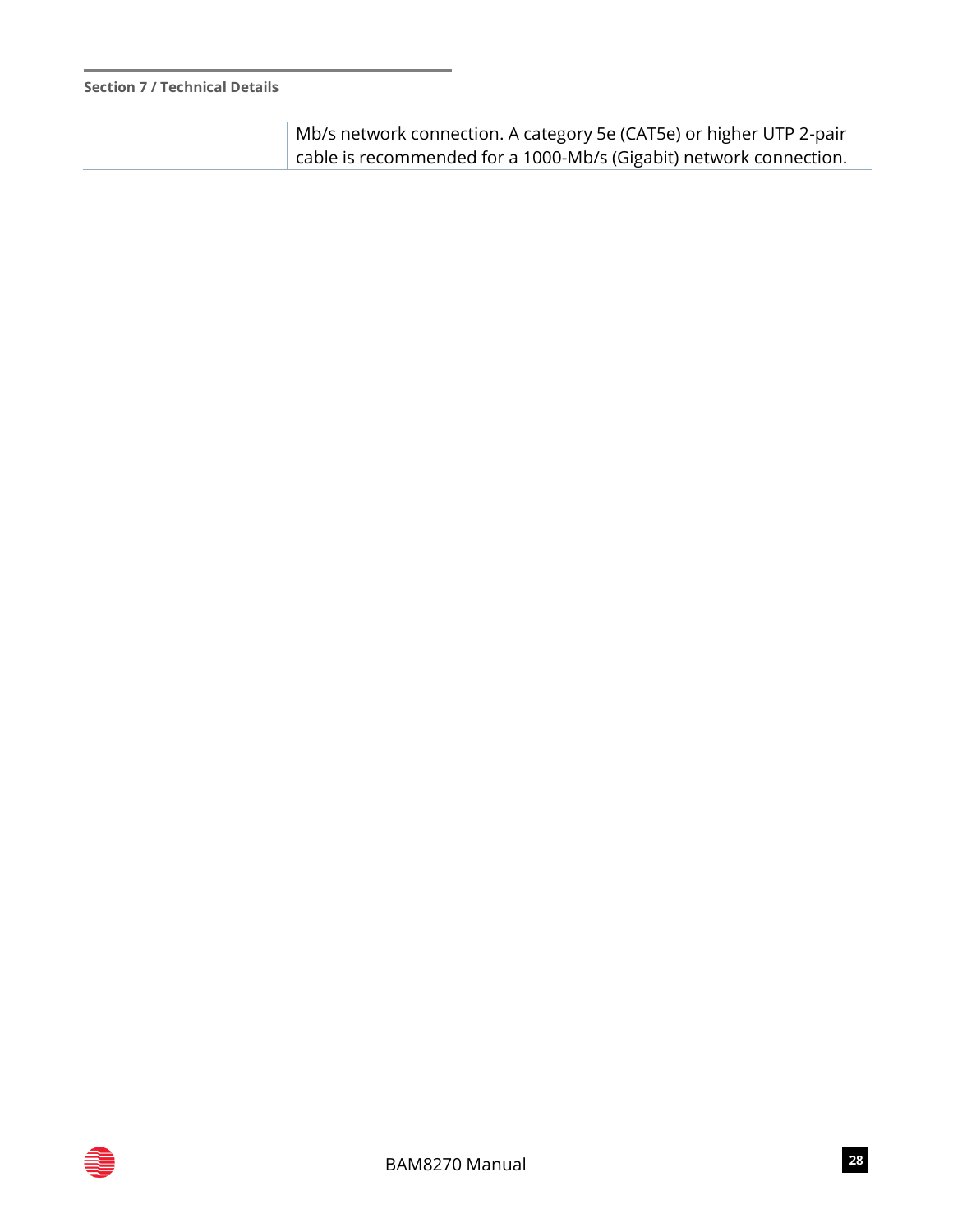| | |
|---|---|
| | Mb/s network connection. A category 5e (CAT5e) or higher UTP 2-pair cable is recommended for a 1000-Mb/s (Gigabit) network connection. |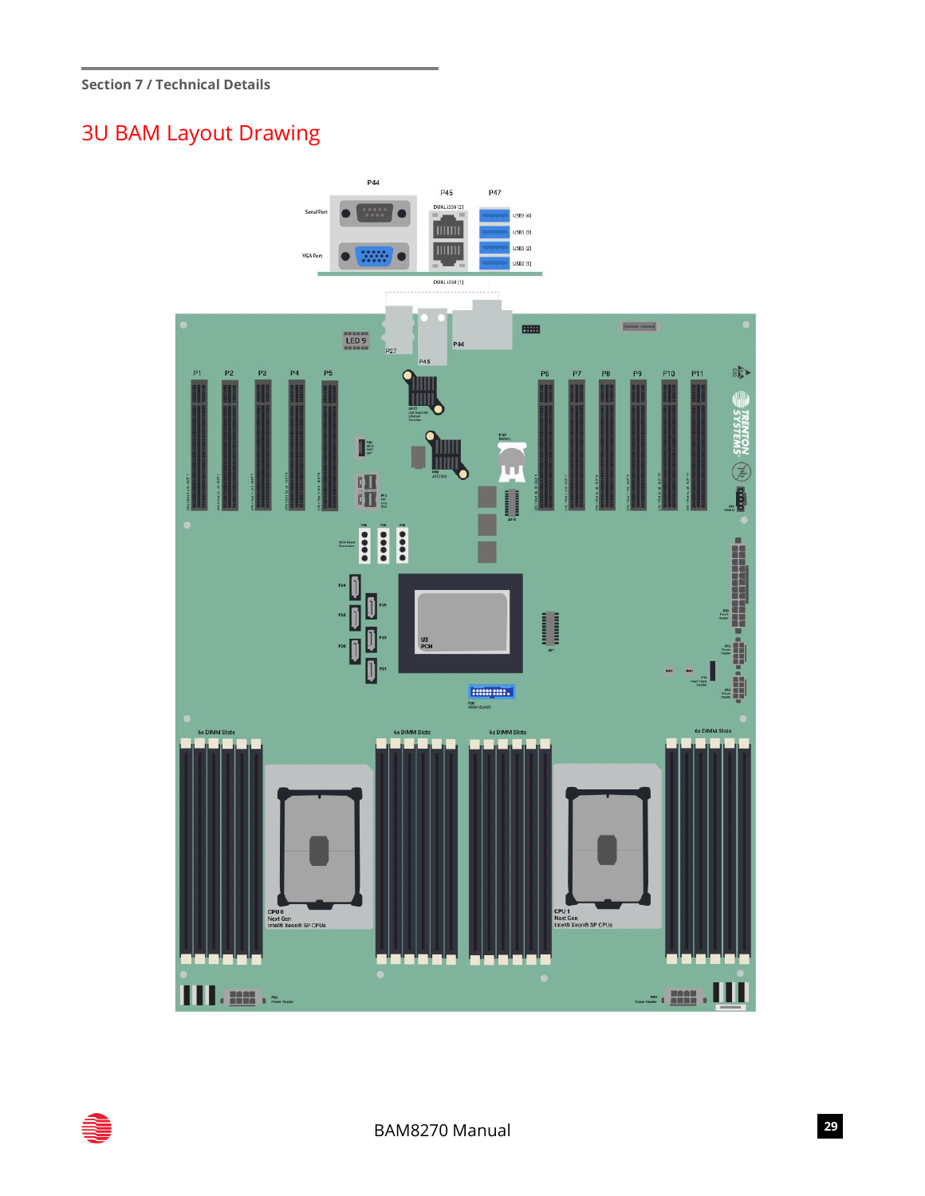# 3U BAM Layout Drawing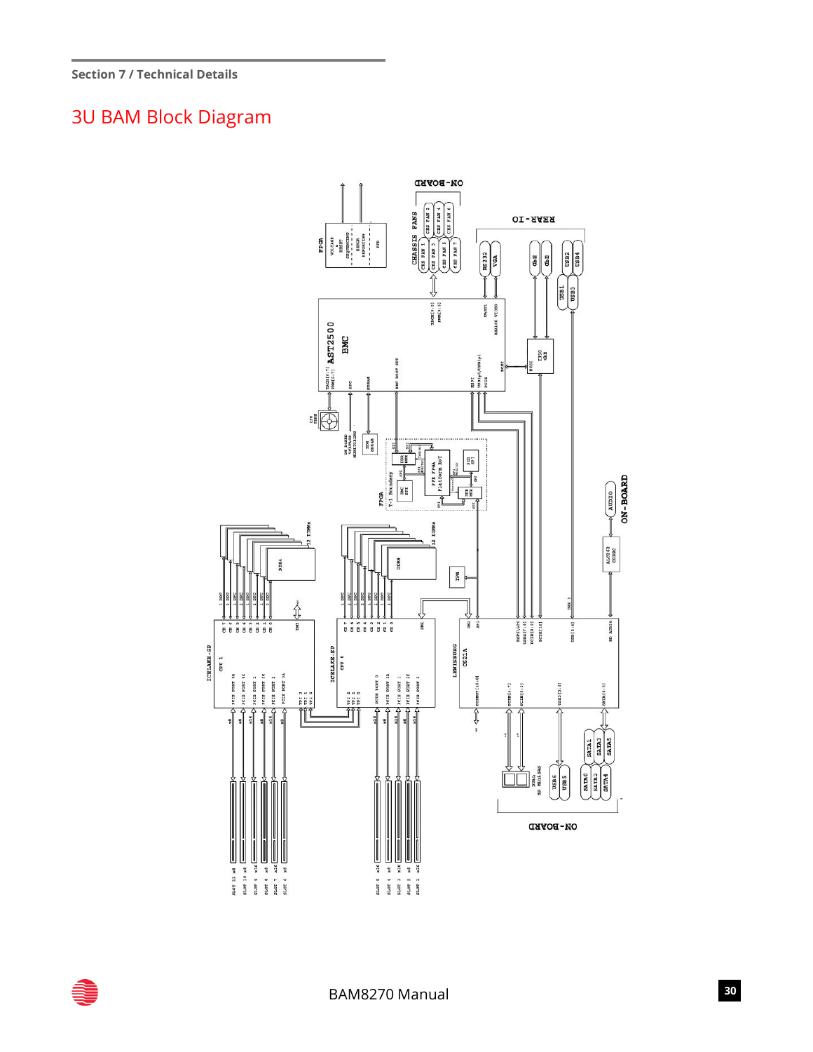## 3U BAM Block Diagram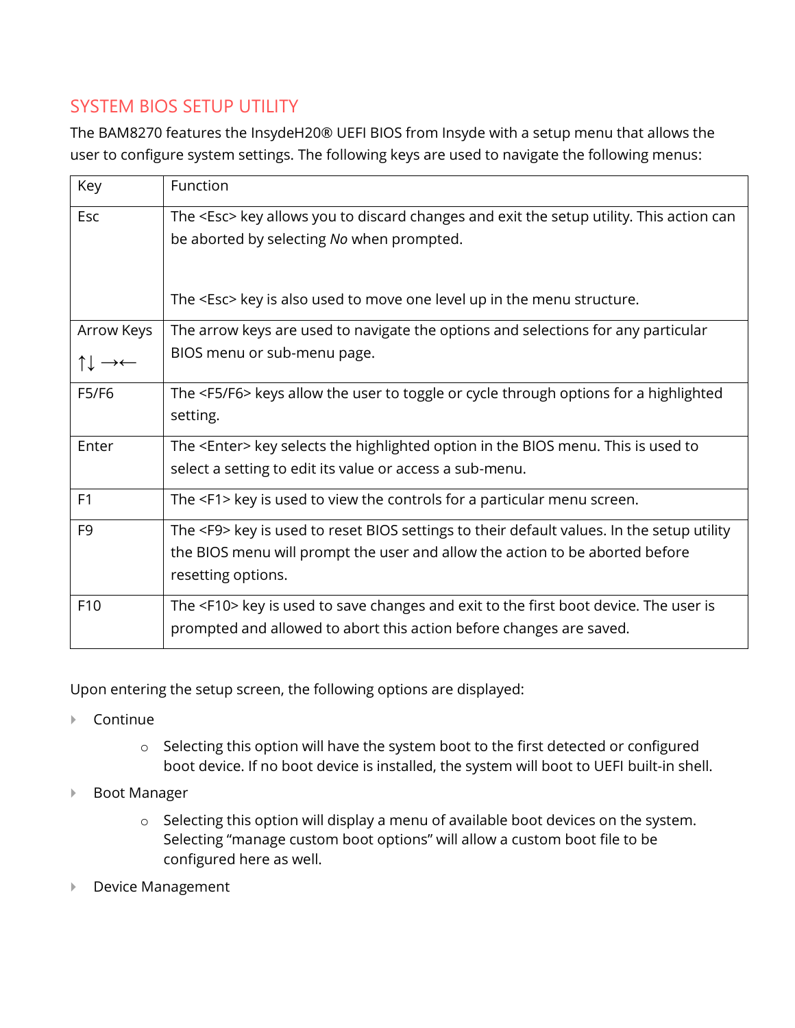## SYSTEM BIOS SETUP UTILITY

The BAM8270 features the InsydeH20® UEFI BIOS from Insyde with a setup menu that allows the user to configure system settings. The following keys are used to navigate the following menus:

| Key | Function |
|---|---|
| Esc | The <Esc> key allows you to discard changes and exit the setup utility. This action can be aborted by selecting *No* when prompted.<br><br>The <Esc> key is also used to move one level up in the menu structure. |
| Arrow Keys ↑↓ →← | The arrow keys are used to navigate the options and selections for any particular BIOS menu or sub-menu page. |
| F5/F6 | The <F5/F6> keys allow the user to toggle or cycle through options for a highlighted setting. |
| Enter | The <Enter> key selects the highlighted option in the BIOS menu. This is used to select a setting to edit its value or access a sub-menu. |
| F1 | The <F1> key is used to view the controls for a particular menu screen. |
| F9 | The <F9> key is used to reset BIOS settings to their default values. In the setup utility the BIOS menu will prompt the user and allow the action to be aborted before resetting options. |
| F10 | The <F10> key is used to save changes and exit to the first boot device. The user is prompted and allowed to abort this action before changes are saved. |

Upon entering the setup screen, the following options are displayed:

- Continue
  - Selecting this option will have the system boot to the first detected or configured boot device. If no boot device is installed, the system will boot to UEFI built-in shell.
- Boot Manager
  - Selecting this option will display a menu of available boot devices on the system. Selecting "manage custom boot options" will allow a custom boot file to be configured here as well.
- Device Management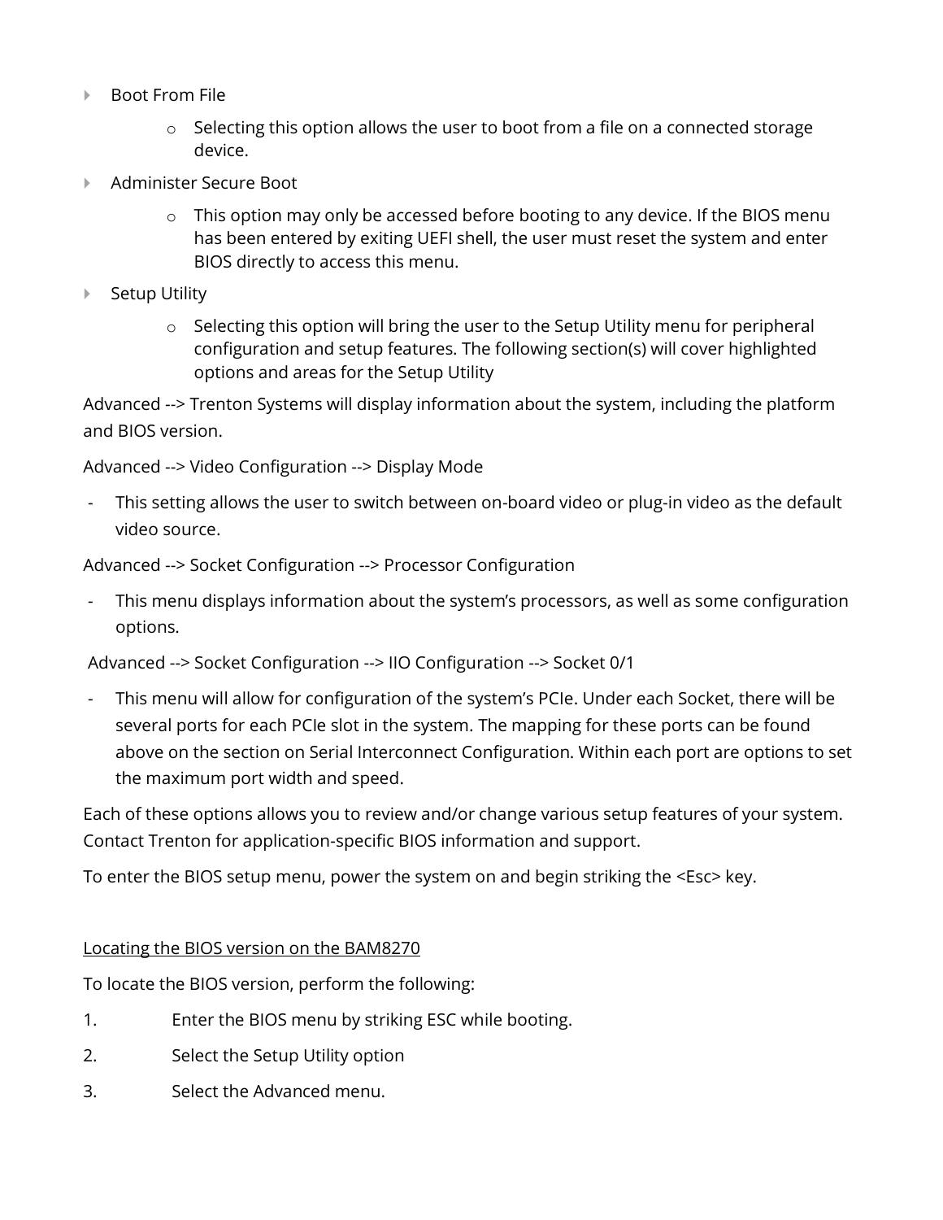- Boot From File
    - Selecting this option allows the user to boot from a file on a connected storage device.
- Administer Secure Boot
    - This option may only be accessed before booting to any device. If the BIOS menu has been entered by exiting UEFI shell, the user must reset the system and enter BIOS directly to access this menu.
- Setup Utility
    - Selecting this option will bring the user to the Setup Utility menu for peripheral configuration and setup features. The following section(s) will cover highlighted options and areas for the Setup Utility

Advanced --> Trenton Systems will display information about the system, including the platform and BIOS version.

Advanced --> Video Configuration --> Display Mode

- This setting allows the user to switch between on-board video or plug-in video as the default video source.

Advanced --> Socket Configuration --> Processor Configuration

- This menu displays information about the system's processors, as well as some configuration options.

Advanced --> Socket Configuration --> IIO Configuration --> Socket 0/1

- This menu will allow for configuration of the system's PCIe. Under each Socket, there will be several ports for each PCIe slot in the system. The mapping for these ports can be found above on the section on Serial Interconnect Configuration. Within each port are options to set the maximum port width and speed.

Each of these options allows you to review and/or change various setup features of your system. Contact Trenton for application-specific BIOS information and support.

To enter the BIOS setup menu, power the system on and begin striking the <Esc> key.

<u>Locating the BIOS version on the BAM8270</u>

To locate the BIOS version, perform the following:

1. Enter the BIOS menu by striking ESC while booting.
2. Select the Setup Utility option
3. Select the Advanced menu.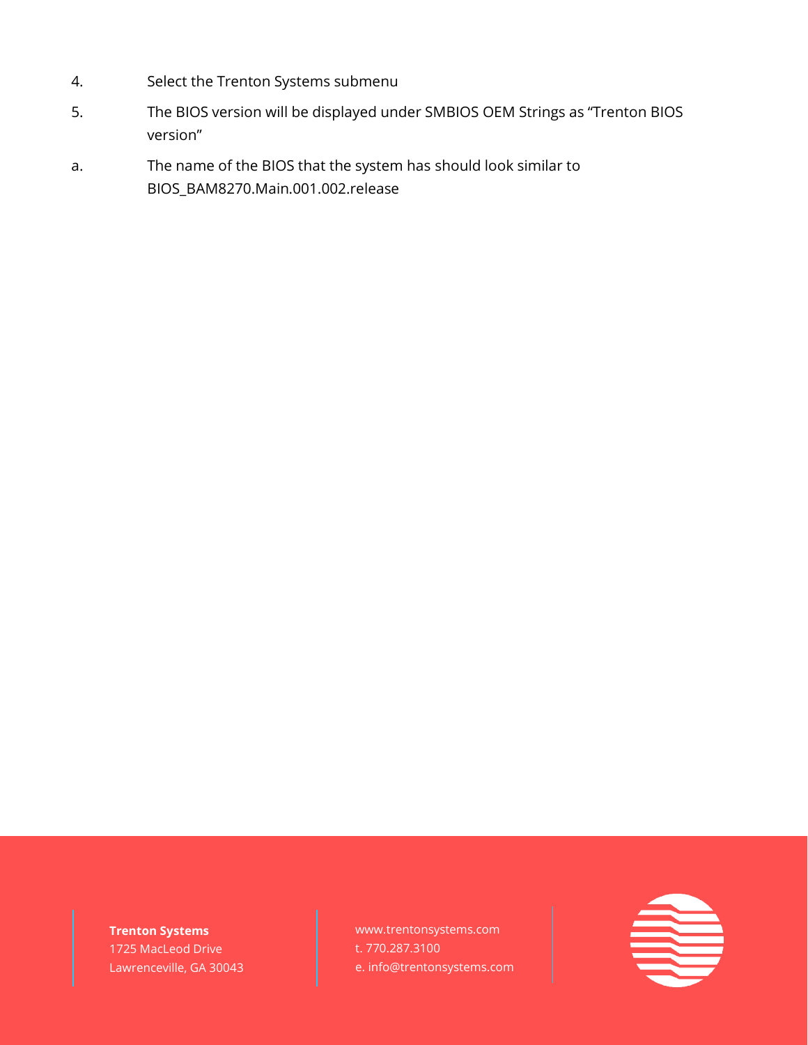4. Select the Trenton Systems submenu
5. The BIOS version will be displayed under SMBIOS OEM Strings as "Trenton BIOS version"

a. The name of the BIOS that the system has should look similar to BIOS_BAM8270.Main.001.002.release